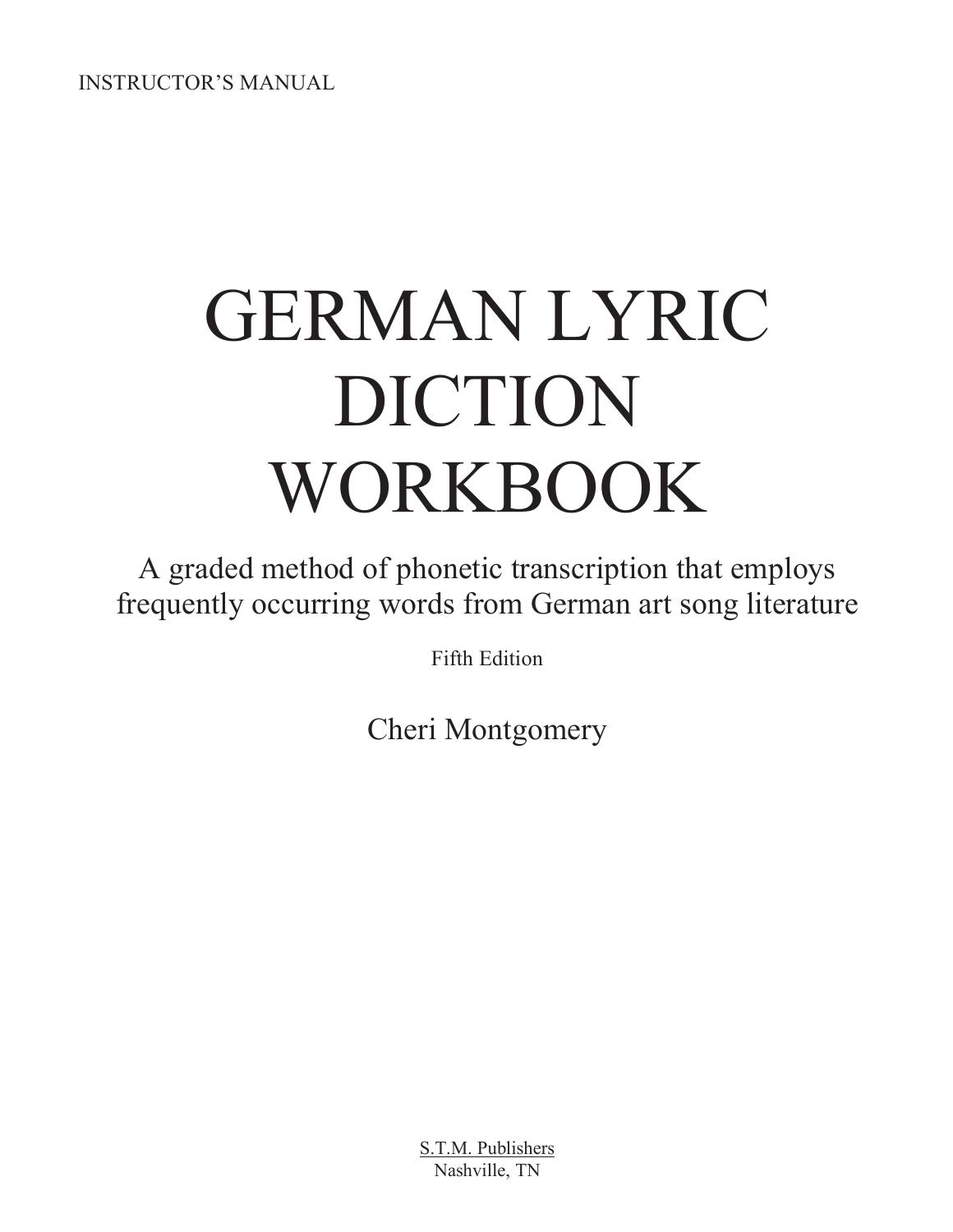INSTRUCTOR'S MANUAL

# GERMAN LYRIC DICTION WORKBOOK

A graded method of phonetic transcription that employs frequently occurring words from German art song literature

Fifth Edition

Cheri Montgomery

S.T.M. Publishers
Nashville, TN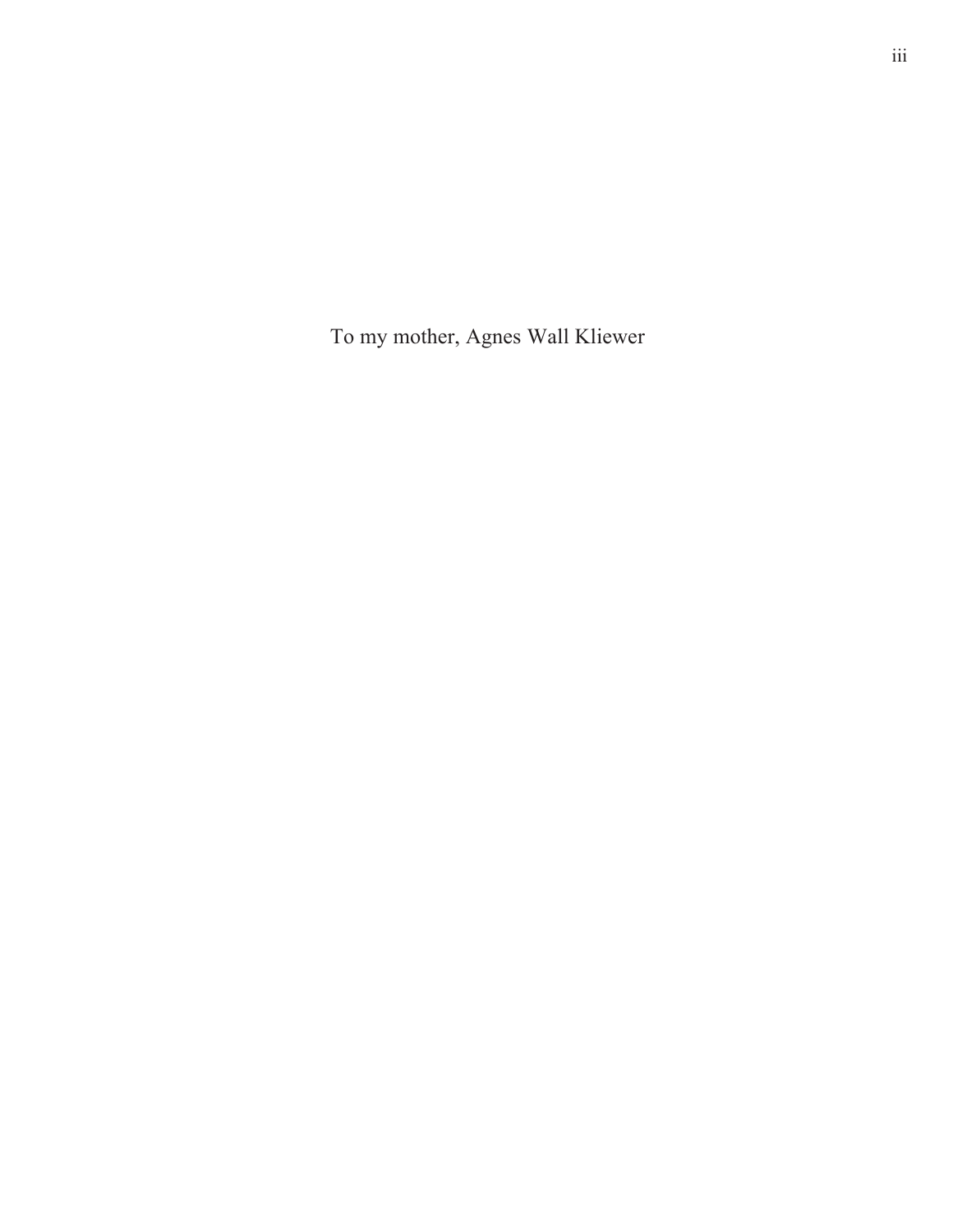To my mother, Agnes Wall Kliewer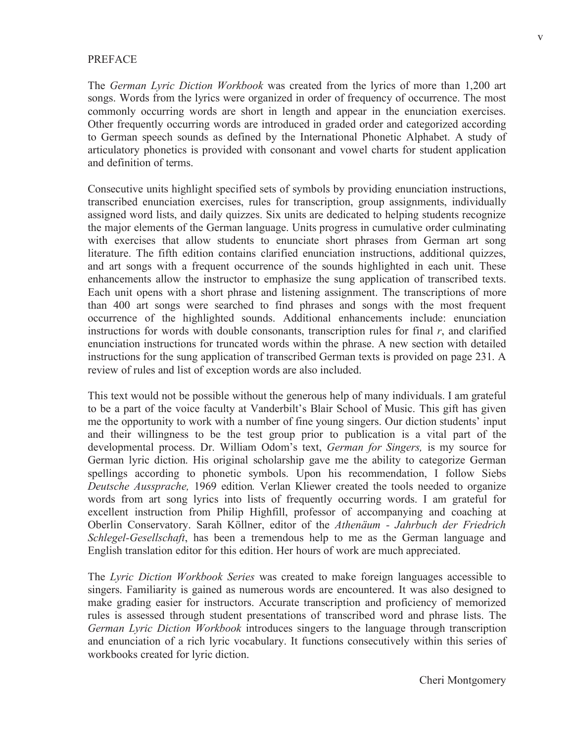# PREFACE

The *German Lyric Diction Workbook* was created from the lyrics of more than 1,200 art songs. Words from the lyrics were organized in order of frequency of occurrence. The most commonly occurring words are short in length and appear in the enunciation exercises. Other frequently occurring words are introduced in graded order and categorized according to German speech sounds as defined by the International Phonetic Alphabet. A study of articulatory phonetics is provided with consonant and vowel charts for student application and definition of terms.

Consecutive units highlight specified sets of symbols by providing enunciation instructions, transcribed enunciation exercises, rules for transcription, group assignments, individually assigned word lists, and daily quizzes. Six units are dedicated to helping students recognize the major elements of the German language. Units progress in cumulative order culminating with exercises that allow students to enunciate short phrases from German art song literature. The fifth edition contains clarified enunciation instructions, additional quizzes, and art songs with a frequent occurrence of the sounds highlighted in each unit. These enhancements allow the instructor to emphasize the sung application of transcribed texts. Each unit opens with a short phrase and listening assignment. The transcriptions of more than 400 art songs were searched to find phrases and songs with the most frequent occurrence of the highlighted sounds. Additional enhancements include: enunciation instructions for words with double consonants, transcription rules for final *r*, and clarified enunciation instructions for truncated words within the phrase. A new section with detailed instructions for the sung application of transcribed German texts is provided on page 231. A review of rules and list of exception words are also included.

This text would not be possible without the generous help of many individuals. I am grateful to be a part of the voice faculty at Vanderbilt's Blair School of Music. This gift has given me the opportunity to work with a number of fine young singers. Our diction students' input and their willingness to be the test group prior to publication is a vital part of the developmental process. Dr. William Odom's text, *German for Singers,* is my source for German lyric diction. His original scholarship gave me the ability to categorize German spellings according to phonetic symbols. Upon his recommendation, I follow Siebs *Deutsche Aussprache,* 1969 edition*.* Verlan Kliewer created the tools needed to organize words from art song lyrics into lists of frequently occurring words. I am grateful for excellent instruction from Philip Highfill, professor of accompanying and coaching at Oberlin Conservatory. Sarah Köllner, editor of the *Athenäum - Jahrbuch der Friedrich Schlegel-Gesellschaft*, has been a tremendous help to me as the German language and English translation editor for this edition. Her hours of work are much appreciated.

The *Lyric Diction Workbook Series* was created to make foreign languages accessible to singers. Familiarity is gained as numerous words are encountered. It was also designed to make grading easier for instructors. Accurate transcription and proficiency of memorized rules is assessed through student presentations of transcribed word and phrase lists. The *German Lyric Diction Workbook* introduces singers to the language through transcription and enunciation of a rich lyric vocabulary. It functions consecutively within this series of workbooks created for lyric diction.

Cheri Montgomery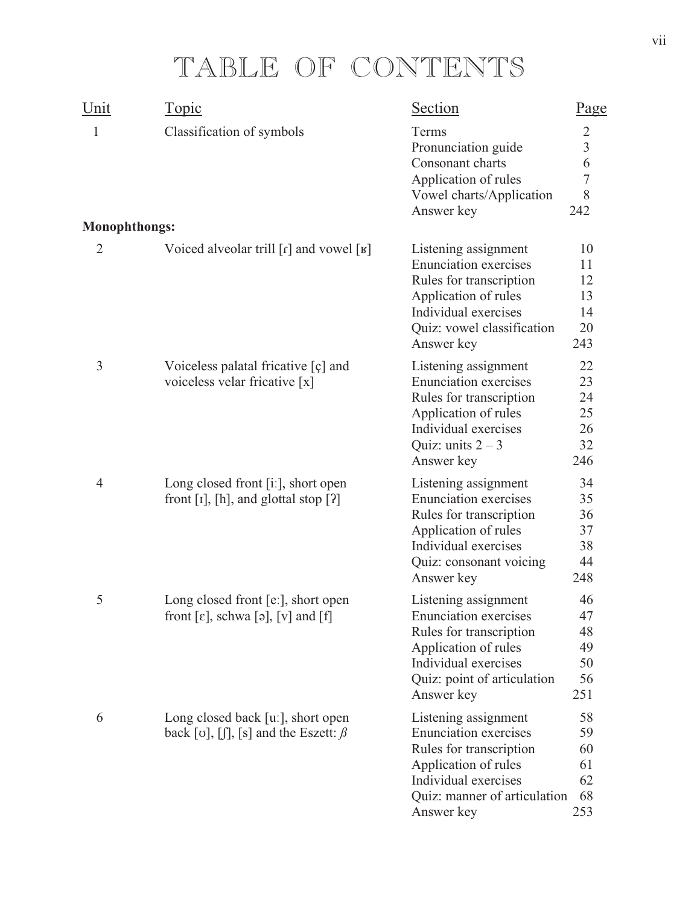# TABLE OF CONTENTS

| Unit | Topic | Section | Page |
|---|---|---|---|
| 1 | Classification of symbols | Terms | 2 |
| | | Pronunciation guide | 3 |
| | | Consonant charts | 6 |
| | | Application of rules | 7 |
| | | Vowel charts/Application | 8 |
| | | Answer key | 242 |
| **Monophthongs:** | | | |
| 2 | Voiced alveolar trill [ɾ] and vowel [ʁ] | Listening assignment | 10 |
| | | Enunciation exercises | 11 |
| | | Rules for transcription | 12 |
| | | Application of rules | 13 |
| | | Individual exercises | 14 |
| | | Quiz: vowel classification | 20 |
| | | Answer key | 243 |
| 3 | Voiceless palatal fricative [ç] and voiceless velar fricative [x] | Listening assignment | 22 |
| | | Enunciation exercises | 23 |
| | | Rules for transcription | 24 |
| | | Application of rules | 25 |
| | | Individual exercises | 26 |
| | | Quiz: units 2 – 3 | 32 |
| | | Answer key | 246 |
| 4 | Long closed front [iː], short open front [ɪ], [h], and glottal stop [ʔ] | Listening assignment | 34 |
| | | Enunciation exercises | 35 |
| | | Rules for transcription | 36 |
| | | Application of rules | 37 |
| | | Individual exercises | 38 |
| | | Quiz: consonant voicing | 44 |
| | | Answer key | 248 |
| 5 | Long closed front [eː], short open front [ɛ], schwa [ə], [v] and [f] | Listening assignment | 46 |
| | | Enunciation exercises | 47 |
| | | Rules for transcription | 48 |
| | | Application of rules | 49 |
| | | Individual exercises | 50 |
| | | Quiz: point of articulation | 56 |
| | | Answer key | 251 |
| 6 | Long closed back [uː], short open back [ʊ], [ʃ], [s] and the Eszett: *ß* | Listening assignment | 58 |
| | | Enunciation exercises | 59 |
| | | Rules for transcription | 60 |
| | | Application of rules | 61 |
| | | Individual exercises | 62 |
| | | Quiz: manner of articulation | 68 |
| | | Answer key | 253 |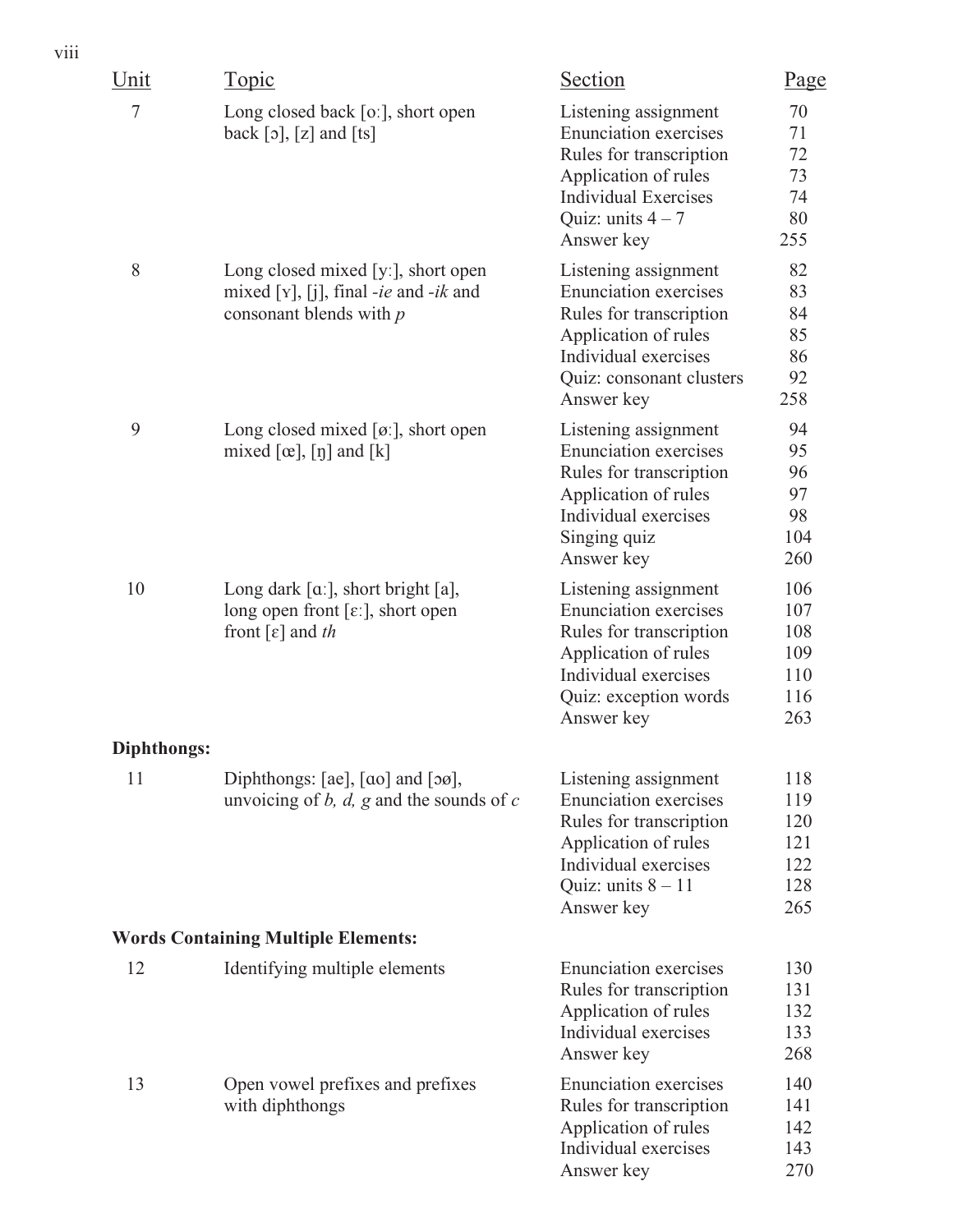| Unit | Topic | Section | Page |
|---|---|---|---|
| 7 | Long closed back [oː], short open back [ɔ], [z] and [ts] | Listening assignment | 70 |
| | | Enunciation exercises | 71 |
| | | Rules for transcription | 72 |
| | | Application of rules | 73 |
| | | Individual Exercises | 74 |
| | | Quiz: units 4 – 7 | 80 |
| | | Answer key | 255 |
| 8 | Long closed mixed [yː], short open mixed [ʏ], [j], final *-ie* and *-ik* and consonant blends with *p* | Listening assignment | 82 |
| | | Enunciation exercises | 83 |
| | | Rules for transcription | 84 |
| | | Application of rules | 85 |
| | | Individual exercises | 86 |
| | | Quiz: consonant clusters | 92 |
| | | Answer key | 258 |
| 9 | Long closed mixed [øː], short open mixed [œ], [ŋ] and [k] | Listening assignment | 94 |
| | | Enunciation exercises | 95 |
| | | Rules for transcription | 96 |
| | | Application of rules | 97 |
| | | Individual exercises | 98 |
| | | Singing quiz | 104 |
| | | Answer key | 260 |
| 10 | Long dark [ɑː], short bright [a], long open front [ɛː], short open front [ɛ] and *th* | Listening assignment | 106 |
| | | Enunciation exercises | 107 |
| | | Rules for transcription | 108 |
| | | Application of rules | 109 |
| | | Individual exercises | 110 |
| | | Quiz: exception words | 116 |
| | | Answer key | 263 |
| **Diphthongs:** | | | |
| 11 | Diphthongs: [ae], [ɑo] and [ɔø], unvoicing of *b, d, g* and the sounds of *c* | Listening assignment | 118 |
| | | Enunciation exercises | 119 |
| | | Rules for transcription | 120 |
| | | Application of rules | 121 |
| | | Individual exercises | 122 |
| | | Quiz: units 8 – 11 | 128 |
| | | Answer key | 265 |
| **Words Containing Multiple Elements:** | | | |
| 12 | Identifying multiple elements | Enunciation exercises | 130 |
| | | Rules for transcription | 131 |
| | | Application of rules | 132 |
| | | Individual exercises | 133 |
| | | Answer key | 268 |
| 13 | Open vowel prefixes and prefixes with diphthongs | Enunciation exercises | 140 |
| | | Rules for transcription | 141 |
| | | Application of rules | 142 |
| | | Individual exercises | 143 |
| | | Answer key | 270 |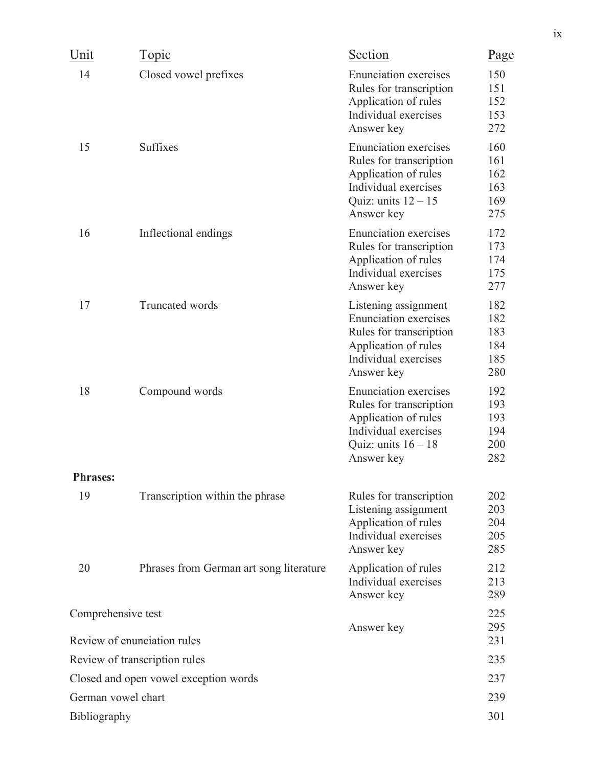| Unit | Topic | Section | Page |
|---|---|---|---|
| 14 | Closed vowel prefixes | Enunciation exercises | 150 |
| | | Rules for transcription | 151 |
| | | Application of rules | 152 |
| | | Individual exercises | 153 |
| | | Answer key | 272 |
| 15 | Suffixes | Enunciation exercises | 160 |
| | | Rules for transcription | 161 |
| | | Application of rules | 162 |
| | | Individual exercises | 163 |
| | | Quiz: units 12 – 15 | 169 |
| | | Answer key | 275 |
| 16 | Inflectional endings | Enunciation exercises | 172 |
| | | Rules for transcription | 173 |
| | | Application of rules | 174 |
| | | Individual exercises | 175 |
| | | Answer key | 277 |
| 17 | Truncated words | Listening assignment | 182 |
| | | Enunciation exercises | 182 |
| | | Rules for transcription | 183 |
| | | Application of rules | 184 |
| | | Individual exercises | 185 |
| | | Answer key | 280 |
| 18 | Compound words | Enunciation exercises | 192 |
| | | Rules for transcription | 193 |
| | | Application of rules | 193 |
| | | Individual exercises | 194 |
| | | Quiz: units 16 – 18 | 200 |
| | | Answer key | 282 |
| **Phrases:** | | | |
| 19 | Transcription within the phrase | Rules for transcription | 202 |
| | | Listening assignment | 203 |
| | | Application of rules | 204 |
| | | Individual exercises | 205 |
| | | Answer key | 285 |
| 20 | Phrases from German art song literature | Application of rules | 212 |
| | | Individual exercises | 213 |
| | | Answer key | 289 |
| Comprehensive test | | | 225 |
| | | Answer key | 295 |
| Review of enunciation rules | | | 231 |
| Review of transcription rules | | | 235 |
| Closed and open vowel exception words | | | 237 |
| German vowel chart | | | 239 |
| Bibliography | | | 301 |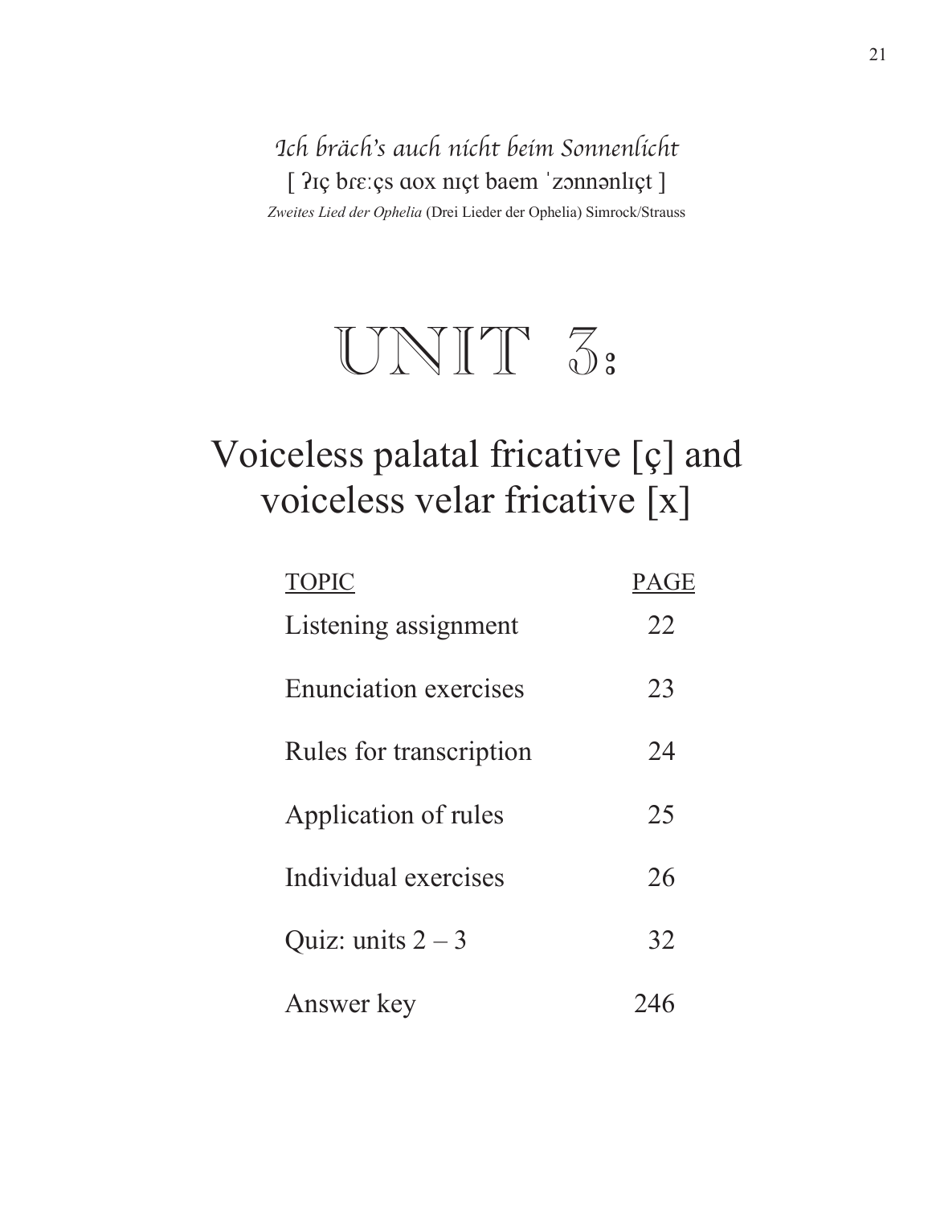*Ich bräch's auch nicht beim Sonnenlicht*

[ ʔɪç brɛːçs ɑox nɪçt baem ˈzɔnnənlɪçt ]

*Zweites Lied der Ophelia* (Drei Lieder der Ophelia) Simrock/Strauss

# UNIT 3:

## Voiceless palatal fricative [ç] and voiceless velar fricative [x]

| TOPIC | PAGE |
|---|---|
| Listening assignment | 22 |
| Enunciation exercises | 23 |
| Rules for transcription | 24 |
| Application of rules | 25 |
| Individual exercises | 26 |
| Quiz: units 2 – 3 | 32 |
| Answer key | 246 |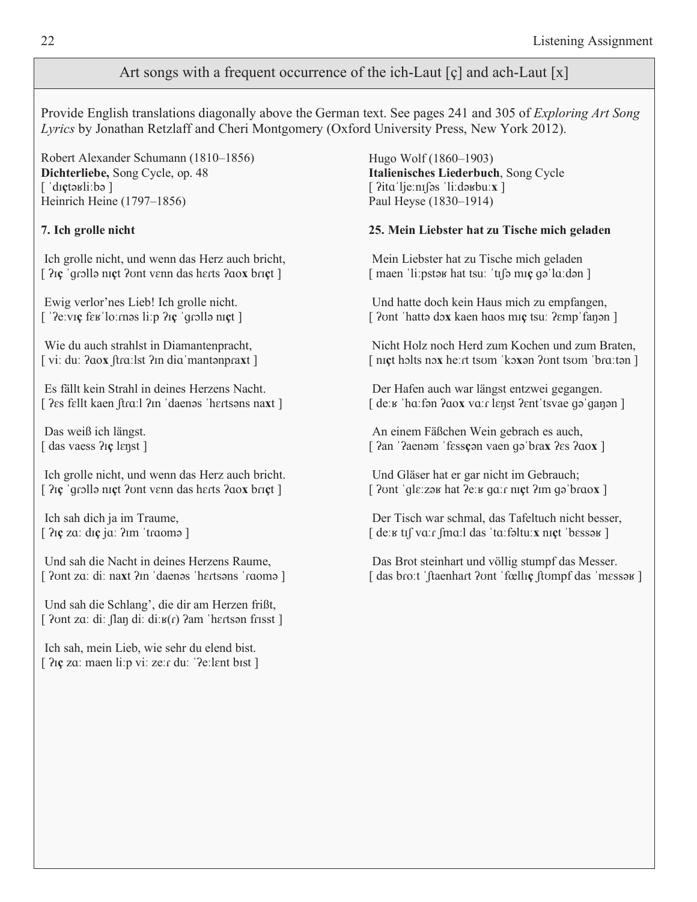## Art songs with a frequent occurrence of the ich-Laut [ç] and ach-Laut [x]

Provide English translations diagonally above the German text. See pages 241 and 305 of *Exploring Art Song Lyrics* by Jonathan Retzlaff and Cheri Montgomery (Oxford University Press, New York 2012).

Robert Alexander Schumann (1810–1856)
**Dichterliebe,** Song Cycle, op. 48
[ ˈdɪ**ç**təʁliːbə ]
Heinrich Heine (1797–1856)

**7. Ich grolle nicht**

Ich grolle nicht, und wenn das Herz auch bricht,
[ ʔɪ**ç** ˈgrɔllə nɪ**ç**t ʔʊnt vɛnn das hɛrts ʔɑo**x** brɪ**ç**t ]

Ewig verlor'nes Lieb! Ich grolle nicht.
[ ˈʔeːvɪ**ç** fɛʁˈloːrnəs liːp ʔɪ**ç** ˈgrɔllə nɪ**ç**t ]

Wie du auch strahlst in Diamantenpracht,
[ viː duː ʔɑo**x** ʃtrɑːlst ʔɪn diɑˈmantənpra**x**t ]

Es fällt kein Strahl in deines Herzens Nacht.
[ ʔɛs fɛllt kaen ʃtrɑːl ʔɪn ˈdaenəs ˈhɛrtsəns na**x**t ]

Das weiß ich längst.
[ das vaess ʔɪ**ç** lɛŋst ]

Ich grolle nicht, und wenn das Herz auch bricht.
[ ʔɪ**ç** ˈgrɔllə nɪ**ç**t ʔʊnt vɛnn das hɛrts ʔɑo**x** brɪ**ç**t ]

Ich sah dich ja im Traume,
[ ʔɪ**ç** zɑː dɪ**ç** jɑː ʔɪm ˈtrɑomə ]

Und sah die Nacht in deines Herzens Raume,
[ ʔʊnt zɑː diː na**x**t ʔɪn ˈdaenəs ˈhɛrtsəns ˈrɑomə ]

Und sah die Schlang', die dir am Herzen frißt,
[ ʔʊnt zɑː diː ʃlaŋ diː diːʁ(r) ʔam ˈhɛrtsən frɪsst ]

Ich sah, mein Lieb, wie sehr du elend bist.
[ ʔɪ**ç** zɑː maen liːp viː zeːr duː ˈʔeːlɛnt bɪst ]

Hugo Wolf (1860–1903)
**Italienisches Liederbuch**, Song Cycle
[ ʔitɑˈljeːnɪʃəs ˈliːdəʁbuː**x** ]
Paul Heyse (1830–1914)

**25. Mein Liebster hat zu Tische mich geladen**

Mein Liebster hat zu Tische mich geladen
[ maen ˈliːpstəʁ hat tsuː ˈtɪʃə mɪ**ç** gəˈlɑːdən ]

Und hatte doch kein Haus mich zu empfangen,
[ ʔʊnt ˈhattə dɔ**x** kaen hɑos mɪ**ç** tsuː ʔɛmpˈfaŋən ]

Nicht Holz noch Herd zum Kochen und zum Braten,
[ nɪ**ç**t hɔlts nɔ**x** heːrt tsʊm ˈkɔ**x**ən ʔʊnt tsʊm ˈbrɑːtən ]

Der Hafen auch war längst entzwei gegangen.
[ deːʁ ˈhɑːfən ʔɑo**x** vɑːr lɛŋst ʔɛntˈtsvae gəˈgaŋən ]

An einem Fäßchen Wein gebrach es auch,
[ ʔan ˈʔaenəm ˈfɛss**ç**ən vaen gəˈbra**x** ʔɛs ʔɑo**x** ]

Und Gläser hat er gar nicht im Gebrauch;
[ ʔʊnt ˈglɛːzəʁ hat ʔeːʁ gɑːr nɪ**ç**t ʔɪm gəˈbrɑo**x** ]

Der Tisch war schmal, das Tafeltuch nicht besser,
[ deːʁ tɪʃ vɑːr ʃmɑːl das ˈtɑːfəltuː**x** nɪ**ç**t ˈbɛssəʁ ]

Das Brot steinhart und völlig stumpf das Messer.
[ das broːt ˈʃtaenhart ʔʊnt ˈfœllɪ**ç** ʃtʊmpf das ˈmɛssəʁ ]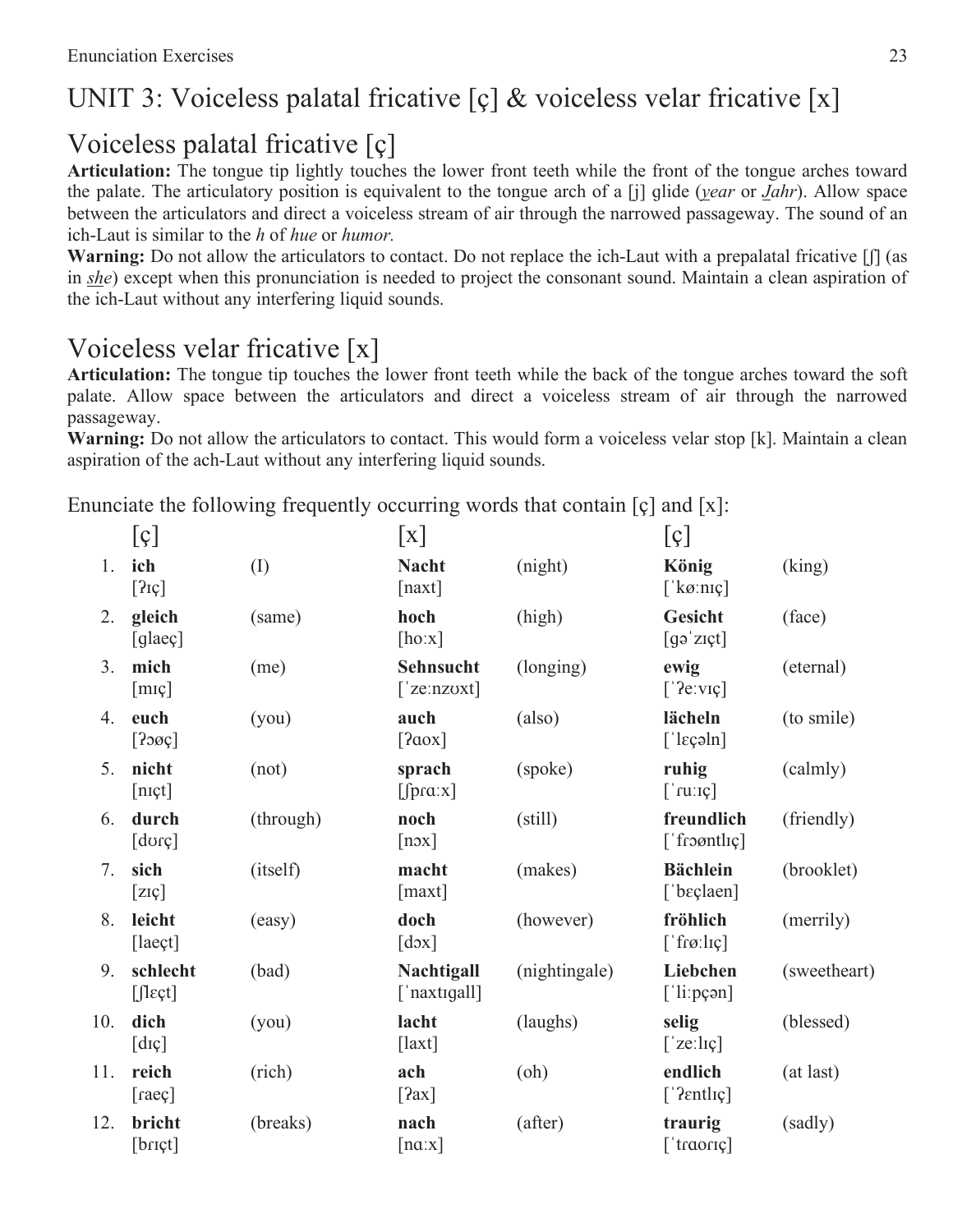# UNIT 3: Voiceless palatal fricative [ç] & voiceless velar fricative [x]

## Voiceless palatal fricative [ç]

**Articulation:** The tongue tip lightly touches the lower front teeth while the front of the tongue arches toward the palate. The articulatory position is equivalent to the tongue arch of a [j] glide (*y*ear or *J*ahr). Allow space between the articulators and direct a voiceless stream of air through the narrowed passageway. The sound of an ich-Laut is similar to the *h* of *hue* or *humor*.

**Warning:** Do not allow the articulators to contact. Do not replace the ich-Laut with a prepalatal fricative [ʃ] (as in *sh*e) except when this pronunciation is needed to project the consonant sound. Maintain a clean aspiration of the ich-Laut without any interfering liquid sounds.

## Voiceless velar fricative [x]

**Articulation:** The tongue tip touches the lower front teeth while the back of the tongue arches toward the soft palate. Allow space between the articulators and direct a voiceless stream of air through the narrowed passageway.

**Warning:** Do not allow the articulators to contact. This would form a voiceless velar stop [k]. Maintain a clean aspiration of the ach-Laut without any interfering liquid sounds.

Enunciate the following frequently occurring words that contain [ç] and [x]:

| | [ç] | | [x] | | [ç] | |
|---|---|---|---|---|---|---|
| 1. | **ich** [ʔɪç] | (I) | **Nacht** [naxt] | (night) | **König** [ˈkøːnɪç] | (king) |
| 2. | **gleich** [glaeç] | (same) | **hoch** [hoːx] | (high) | **Gesicht** [gəˈzɪçt] | (face) |
| 3. | **mich** [mɪç] | (me) | **Sehnsucht** [ˈzeːnzʊxt] | (longing) | **ewig** [ˈʔeːvɪç] | (eternal) |
| 4. | **euch** [ʔɔøç] | (you) | **auch** [ʔɑox] | (also) | **lächeln** [ˈlɛçəln] | (to smile) |
| 5. | **nicht** [nɪçt] | (not) | **sprach** [ʃprɑːx] | (spoke) | **ruhig** [ˈɾuːɪç] | (calmly) |
| 6. | **durch** [dʊɾç] | (through) | **noch** [nɔx] | (still) | **freundlich** [ˈfɾɔøntlɪç] | (friendly) |
| 7. | **sich** [zɪç] | (itself) | **macht** [maxt] | (makes) | **Bächlein** [ˈbɛçlaen] | (brooklet) |
| 8. | **leicht** [laeçt] | (easy) | **doch** [dɔx] | (however) | **fröhlich** [ˈfɾøːlɪç] | (merrily) |
| 9. | **schlecht** [ʃlɛçt] | (bad) | **Nachtigall** [ˈnaxtɪgall] | (nightingale) | **Liebchen** [ˈliːpçən] | (sweetheart) |
| 10. | **dich** [dɪç] | (you) | **lacht** [laxt] | (laughs) | **selig** [ˈzeːlɪç] | (blessed) |
| 11. | **reich** [ɾaeç] | (rich) | **ach** [ʔax] | (oh) | **endlich** [ˈʔɛntlɪç] | (at last) |
| 12. | **bricht** [bɾɪçt] | (breaks) | **nach** [nɑːx] | (after) | **traurig** [ˈtɾɑoɾɪç] | (sadly) |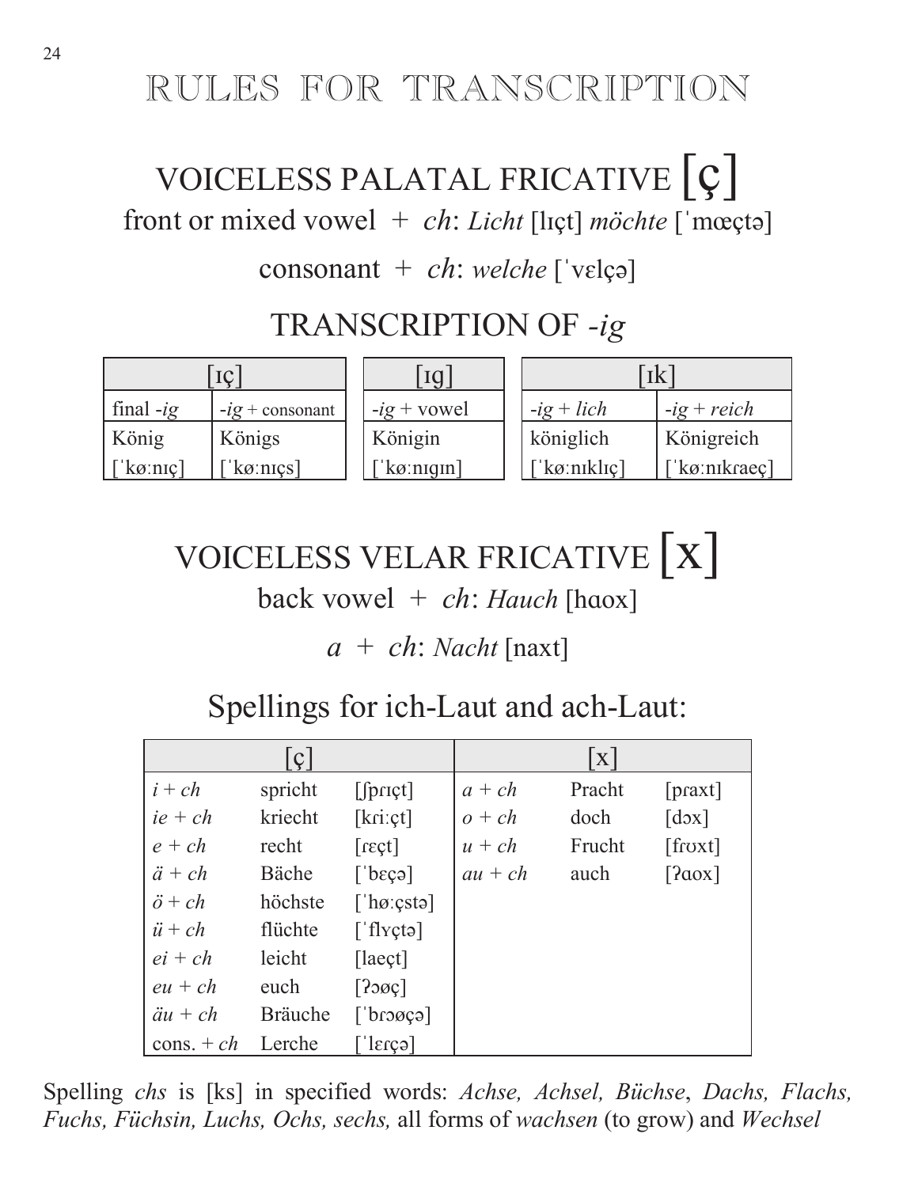# RULES FOR TRANSCRIPTION

## VOICELESS PALATAL FRICATIVE [ç]

front or mixed vowel + *ch*: *Licht* [lɪçt] *möchte* [ˈmœçtə]

consonant + *ch*: *welche* [ˈvɛlçə]

## TRANSCRIPTION OF *-ig*

| [ɪç] | |
|---|---|
| final *-ig* | *-ig* + consonant |
| König | Königs |
| [ˈkøːnɪç] | [ˈkøːnɪçs] |

| [ɪg] |
|---|
| *-ig* + vowel |
| Königin |
| [ˈkøːnɪgɪn] |

| [ɪk] | |
|---|---|
| *-ig* + *lich* | *-ig* + *reich* |
| königlich | Königreich |
| [ˈkøːnɪklɪç] | [ˈkøːnɪkɾaeç] |

## VOICELESS VELAR FRICATIVE [x]

back vowel + *ch*: *Hauch* [hɑox]

*a* + *ch*: *Nacht* [naxt]

## Spellings for ich-Laut and ach-Laut:

| [ç] | | | [x] | | |
|---|---|---|---|---|---|
| *i + ch* | spricht | [ʃpɾɪçt] | *a + ch* | Pracht | [pɾaxt] |
| *ie + ch* | kriecht | [kɾiːçt] | *o + ch* | doch | [dɔx] |
| *e + ch* | recht | [ɾɛçt] | *u + ch* | Frucht | [fɾʊxt] |
| *ä + ch* | Bäche | [ˈbɛçə] | *au + ch* | auch | [ʔɑox] |
| *ö + ch* | höchste | [ˈhøːçstə] | | | |
| *ü + ch* | flüchte | [ˈflʏçtə] | | | |
| *ei + ch* | leicht | [laeçt] | | | |
| *eu + ch* | euch | [ʔɔøç] | | | |
| *äu + ch* | Bräuche | [ˈbɾɔøçə] | | | |
| cons. + *ch* | Lerche | [ˈlɛɾçə] | | | |

Spelling *chs* is [ks] in specified words: *Achse, Achsel, Büchse*, *Dachs, Flachs, Fuchs, Füchsin, Luchs, Ochs, sechs,* all forms of *wachsen* (to grow) and *Wechsel*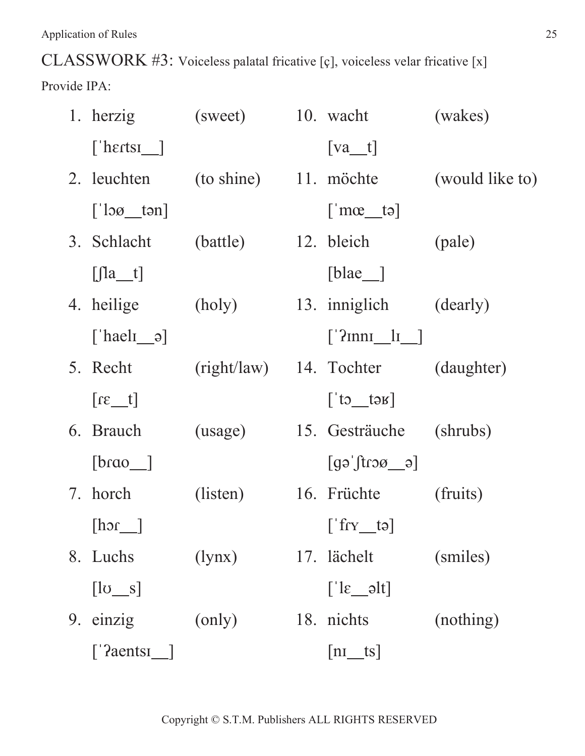CLASSWORK #3: Voiceless palatal fricative [ç], voiceless velar fricative [x]

Provide IPA:

1. herzig (sweet)
   [ˈhɛɾtsɪ__]
2. leuchten (to shine)
   [ˈlɔø__tən]
3. Schlacht (battle)
   [ʃla__t]
4. heilige (holy)
   [ˈhaelɪ__ə]
5. Recht (right/law)
   [ɾɛ__t]
6. Brauch (usage)
   [bɾɑo__]
7. horch (listen)
   [hɔɾ__]
8. Luchs (lynx)
   [lʊ__s]
9. einzig (only)
   [ˈʔaentsɪ__]
10. wacht (wakes)
    [va__t]
11. möchte (would like to)
    [ˈmœ__tə]
12. bleich (pale)
    [blae__]
13. inniglich (dearly)
    [ˈʔɪnnɪ__lɪ__]
14. Tochter (daughter)
    [ˈtɔ__təʁ]
15. Gesträuche (shrubs)
    [gəˈʃtɾɔø__ə]
16. Früchte (fruits)
    [ˈfɾʏ__tə]
17. lächelt (smiles)
    [ˈlɛ__əlt]
18. nichts (nothing)
    [nɪ__ts]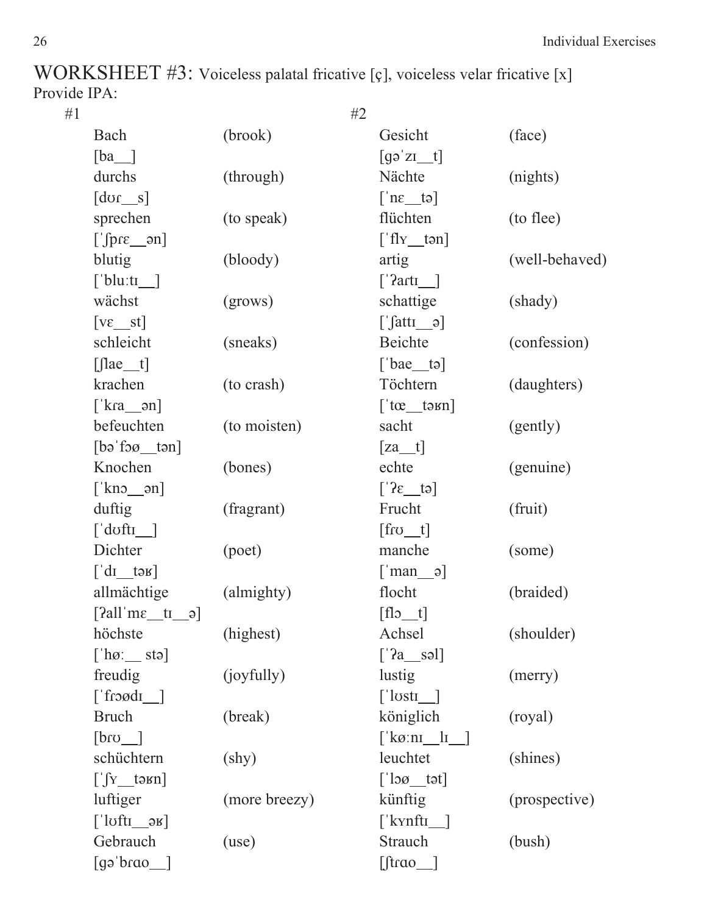# WORKSHEET #3: Voiceless palatal fricative [ç], voiceless velar fricative [x]

Provide IPA:

#1

| | |
|---|---|
| Bach | (brook) |
| [ba__] | |
| durchs | (through) |
| [dʊɾ__s] | |
| sprechen | (to speak) |
| [ˈʃpɾɛ__ən] | |
| blutig | (bloody) |
| [ˈbluːtɪ__] | |
| wächst | (grows) |
| [vɛ__st] | |
| schleicht | (sneaks) |
| [ʃlae__t] | |
| krachen | (to crash) |
| [ˈkɾa__ən] | |
| befeuchten | (to moisten) |
| [bəˈfɔø__tən] | |
| Knochen | (bones) |
| [ˈknɔ__ən] | |
| duftig | (fragrant) |
| [ˈdʊftɪ__] | |
| Dichter | (poet) |
| [ˈdɪ__təʁ] | |
| allmächtige | (almighty) |
| [ʔallˈmɛ__tɪ__ə] | |
| höchste | (highest) |
| [ˈhøː__ stə] | |
| freudig | (joyfully) |
| [ˈfɾɔødɪ__] | |
| Bruch | (break) |
| [bɾʊ__] | |
| schüchtern | (shy) |
| [ˈʃʏ__təʁn] | |
| luftiger | (more breezy) |
| [ˈlʊftɪ__əʁ] | |
| Gebrauch | (use) |
| [gəˈbɾɑo__] | |

#2

| | |
|---|---|
| Gesicht | (face) |
| [gəˈzɪ__t] | |
| Nächte | (nights) |
| [ˈnɛ__tə] | |
| flüchten | (to flee) |
| [ˈflʏ__tən] | |
| artig | (well-behaved) |
| [ˈʔaɾtɪ__] | |
| schattige | (shady) |
| [ˈʃattɪ__ə] | |
| Beichte | (confession) |
| [ˈbae__tə] | |
| Töchtern | (daughters) |
| [ˈtœ__təʁn] | |
| sacht | (gently) |
| [za__t] | |
| echte | (genuine) |
| [ˈʔɛ__tə] | |
| Frucht | (fruit) |
| [fɾʊ__t] | |
| manche | (some) |
| [ˈman__ə] | |
| flocht | (braided) |
| [flɔ__t] | |
| Achsel | (shoulder) |
| [ˈʔa__səl] | |
| lustig | (merry) |
| [ˈlʊstɪ__] | |
| königlich | (royal) |
| [ˈkøːnɪ__lɪ__] | |
| leuchtet | (shines) |
| [ˈlɔø__tət] | |
| künftig | (prospective) |
| [ˈkʏnftɪ__] | |
| Strauch | (bush) |
| [ʃtɾɑo__] | |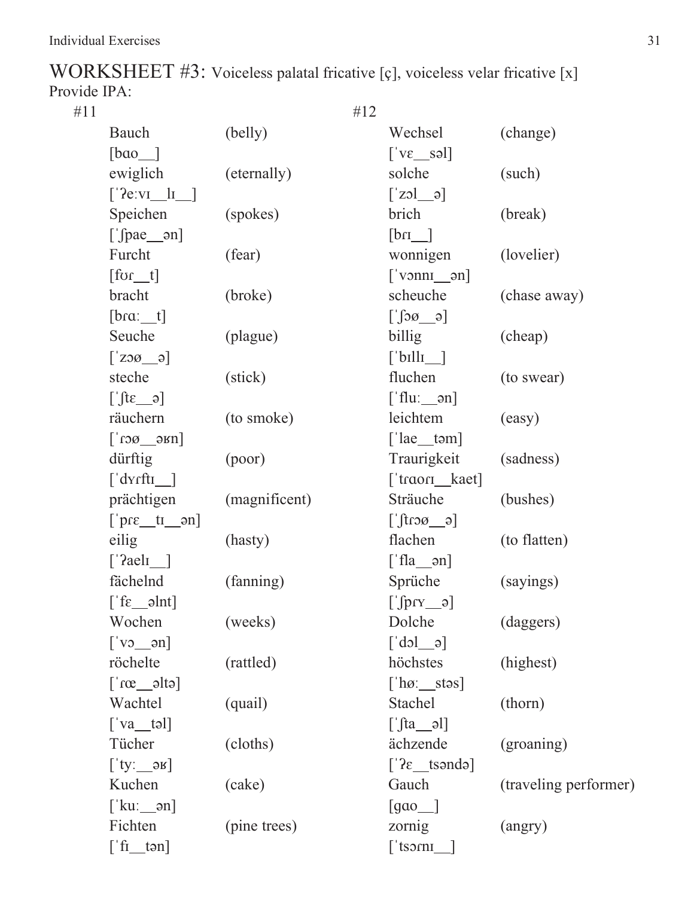# WORKSHEET #3: Voiceless palatal fricative [ç], voiceless velar fricative [x]

Provide IPA:

#11

| | |
|---|---|
| Bauch | (belly) |
| [bɑo__] | |
| ewiglich | (eternally) |
| [ˈʔeːvɪ__lɪ__] | |
| Speichen | (spokes) |
| [ˈʃpae__ən] | |
| Furcht | (fear) |
| [fʊɾ__t] | |
| bracht | (broke) |
| [bɾɑː__t] | |
| Seuche | (plague) |
| [ˈzɔø__ə] | |
| steche | (stick) |
| [ˈʃtɛ__ə] | |
| räuchern | (to smoke) |
| [ˈɾɔø__əʁn] | |
| dürftig | (poor) |
| [ˈdʏɾftɪ__] | |
| prächtigen | (magnificent) |
| [ˈpɾɛ__tɪ__ən] | |
| eilig | (hasty) |
| [ˈʔaelɪ__] | |
| fächelnd | (fanning) |
| [ˈfɛ__əlnt] | |
| Wochen | (weeks) |
| [ˈvɔ__ən] | |
| röchelte | (rattled) |
| [ˈɾœ__əltə] | |
| Wachtel | (quail) |
| [ˈva__təl] | |
| Tücher | (cloths) |
| [ˈtyː__əʁ] | |
| Kuchen | (cake) |
| [ˈkuː__ən] | |
| Fichten | (pine trees) |
| [ˈfɪ__tən] | |

#12

| | |
|---|---|
| Wechsel | (change) |
| [ˈvɛ__səl] | |
| solche | (such) |
| [ˈzɔl__ə] | |
| brich | (break) |
| [bɾɪ__] | |
| wonnigen | (lovelier) |
| [ˈvɔnnɪ__ən] | |
| scheuche | (chase away) |
| [ˈʃɔø__ə] | |
| billig | (cheap) |
| [ˈbɪllɪ__] | |
| fluchen | (to swear) |
| [ˈfluː__ən] | |
| leichtem | (easy) |
| [ˈlae__təm] | |
| Traurigkeit | (sadness) |
| [ˈtɾɑoɾɪ__kaet] | |
| Sträuche | (bushes) |
| [ˈʃtɾɔø__ə] | |
| flachen | (to flatten) |
| [ˈfla__ən] | |
| Sprüche | (sayings) |
| [ˈʃpɾʏ__ə] | |
| Dolche | (daggers) |
| [ˈdɔl__ə] | |
| höchstes | (highest) |
| [ˈhøː__stəs] | |
| Stachel | (thorn) |
| [ˈʃta__əl] | |
| ächzende | (groaning) |
| [ˈʔɛ__tsəndə] | |
| Gauch | (traveling performer) |
| [gɑo__] | |
| zornig | (angry) |
| [ˈtsɔɾnɪ__] | |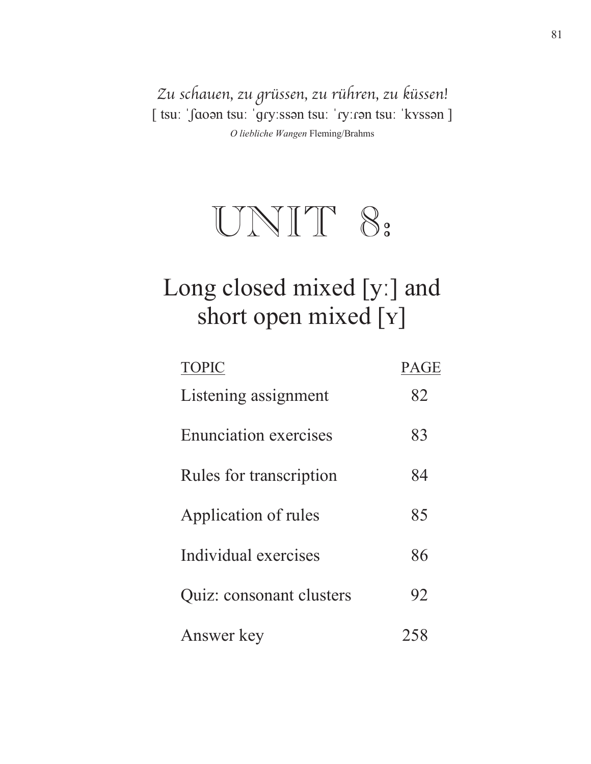*Zu schauen, zu grüssen, zu rühren, zu küssen!*
[ tsuː ˈʃɑoən tsuː ˈɡɾyːssən tsuː ˈɾyːɾən tsuː ˈkʏssən ]
*O liebliche Wangen* Fleming/Brahms

# UNIT 8:

## Long closed mixed [yː] and short open mixed [ʏ]

| TOPIC | PAGE |
|---|---|
| Listening assignment | 82 |
| Enunciation exercises | 83 |
| Rules for transcription | 84 |
| Application of rules | 85 |
| Individual exercises | 86 |
| Quiz: consonant clusters | 92 |
| Answer key | 258 |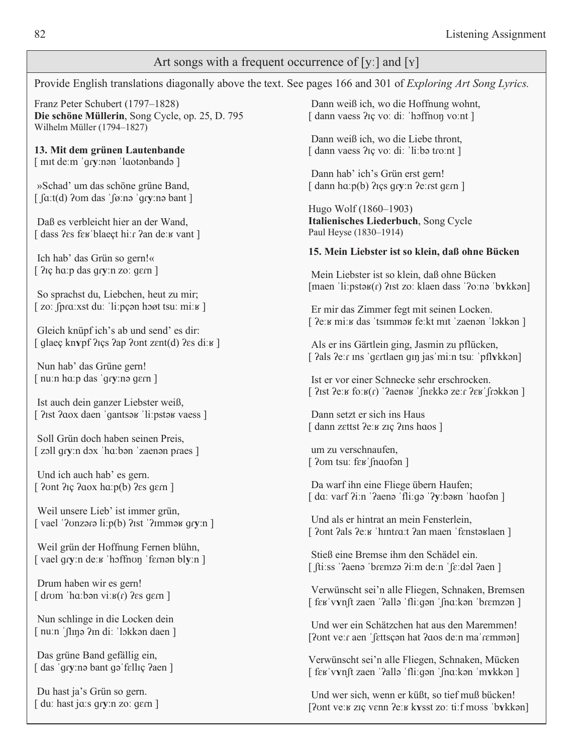## Art songs with a frequent occurrence of [yː] and [ʏ]

Provide English translations diagonally above the text. See pages 166 and 301 of *Exploring Art Song Lyrics.*

Franz Peter Schubert (1797–1828)
**Die schöne Müllerin**, Song Cycle, op. 25, D. 795
Wilhelm Müller (1794–1827)

**13. Mit dem grünen Lautenbande**
[ mɪt deːm ˈgɾ**y**ːnən ˈlɑotənbandə ]

»Schad' um das schöne grüne Band,
[ ʃɑːt(d) ʔʊm das ˈʃøːnə ˈgɾ**y**ːnə bant ]

Daß es verbleicht hier an der Wand,
[ dass ʔɛs fɛʁˈblaeçt hiːɾ ʔan deːʁ vant ]

Ich hab' das Grün so gern!«
[ ʔɪç hɑːp das gɾ**y**ːn zoː gɛɾn ]

So sprachst du, Liebchen, heut zu mir;
[ zoː ʃpɾɑːxst duː ˈliːpçən hɔøt tsuː miːʁ ]

Gleich knüpf ich's ab und send' es dir:
[ glaeç kn**ʏ**pf ʔɪçs ʔap ʔʊnt zɛnt(d) ʔɛs diːʁ ]

Nun hab' das Grüne gern!
[ nuːn hɑːp das ˈgɾ**y**ːnə gɛɾn ]

Ist auch dein ganzer Liebster weiß,
[ ʔɪst ʔɑox daen ˈgantsəʁ ˈliːpstəʁ vaess ]

Soll Grün doch haben seinen Preis,
[ zɔll gɾ**y**ːn dɔx ˈhɑːbən ˈzaenən pɾaes ]

Und ich auch hab' es gern.
[ ʔʊnt ʔɪç ʔɑox hɑːp(b) ʔɛs gɛɾn ]

Weil unsere Lieb' ist immer grün,
[ vael ˈʔʊnzəɾə liːp(b) ʔɪst ˈʔɪmməʁ gɾ**y**ːn ]

Weil grün der Hoffnung Fernen blühn,
[ vael gɾ**y**ːn deːʁ ˈhɔffnʊŋ ˈfɛɾnən bl**y**ːn ]

Drum haben wir es gern!
[ dɾʊm ˈhɑːbən viːʁ(ɾ) ʔɛs gɛɾn ]

Nun schlinge in die Locken dein
[ nuːn ˈʃlɪŋə ʔɪn diː ˈlɔkkən daen ]

Das grüne Band gefällig ein,
[ das ˈgɾ**y**ːnə bant gəˈfɛllɪç ʔaen ]

Du hast ja's Grün so gern.
[ duː hast jɑːs gɾ**y**ːn zoː gɛɾn ]

Dann weiß ich, wo die Hoffnung wohnt,
[ dann vaess ʔɪç voː diː ˈhɔffnʊŋ voːnt ]

Dann weiß ich, wo die Liebe thront,
[ dann vaess ʔɪç voː diː ˈliːbə tɾoːnt ]

Dann hab' ich's Grün erst gern!
[ dann hɑːp(b) ʔɪçs gɾ**y**ːn ʔeːɾst gɛɾn ]

Hugo Wolf (1860–1903)
**Italienisches Liederbuch**, Song Cycle
Paul Heyse (1830–1914)

**15. Mein Liebster ist so klein, daß ohne Bücken**

Mein Liebster ist so klein, daß ohne Bücken
[maen ˈliːpstəʁ(ɾ) ʔɪst zoː klaen dass ˈʔoːnə ˈb**ʏ**kkən]

Er mir das Zimmer fegt mit seinen Locken.
[ ʔeːʁ miːʁ das ˈtsɪmməʁ feːkt mɪt ˈzaenən ˈlɔkkən ]

Als er ins Gärtlein ging, Jasmin zu pflücken,
[ ʔals ʔeːɾ ɪns ˈgɛɾtlaen gɪŋ jasˈmiːn tsuː ˈpfl**ʏ**kkən]

Ist er vor einer Schnecke sehr erschrocken.
[ ʔɪst ʔeːʁ foːʁ(ɾ) ˈʔaenəʁ ˈʃnɛkkə zeːɾ ʔɛʁˈʃɾɔkkən ]

Dann setzt er sich ins Haus
[ dann zɛttst ʔeːʁ zɪç ʔɪns hɑos ]

um zu verschnaufen,
[ ʔʊm tsuː fɛʁˈʃnɑofən ]

Da warf ihn eine Fliege übern Haufen;
[ dɑː vaɾf ʔiːn ˈʔaenə ˈfliːgə ˈʔ**y**ːbəʁn ˈhɑofən ]

Und als er hintrat an mein Fensterlein,
[ ʔʊnt ʔals ʔeːʁ ˈhɪntɾɑːt ʔan maen ˈfɛnstəʁlaen ]

Stieß eine Bremse ihm den Schädel ein.
[ ʃtiːss ˈʔaenə ˈbɾɛmzə ʔiːm deːn ˈʃɛːdəl ʔaen ]

Verwünscht sei'n alle Fliegen, Schnaken, Bremsen
[ fɛʁˈv**ʏ**nʃt zaen ˈʔallə ˈfliːgən ˈʃnɑːkən ˈbɾɛmzən ]

Und wer ein Schätzchen hat aus den Maremmen!
[ʔʊnt veːɾ aen ˈʃɛttsçən hat ʔɑos deːn maˈɾɛmmən]

Verwünscht sei'n alle Fliegen, Schnaken, Mücken
[ fɛʁˈv**ʏ**nʃt zaen ˈʔallə ˈfliːgən ˈʃnɑːkən ˈm**ʏ**kkən ]

Und wer sich, wenn er küßt, so tief muß bücken!
[ʔʊnt veːʁ zɪç vɛnn ʔeːʁ k**ʏ**sst zoː tiːf mʊss ˈb**ʏ**kkən]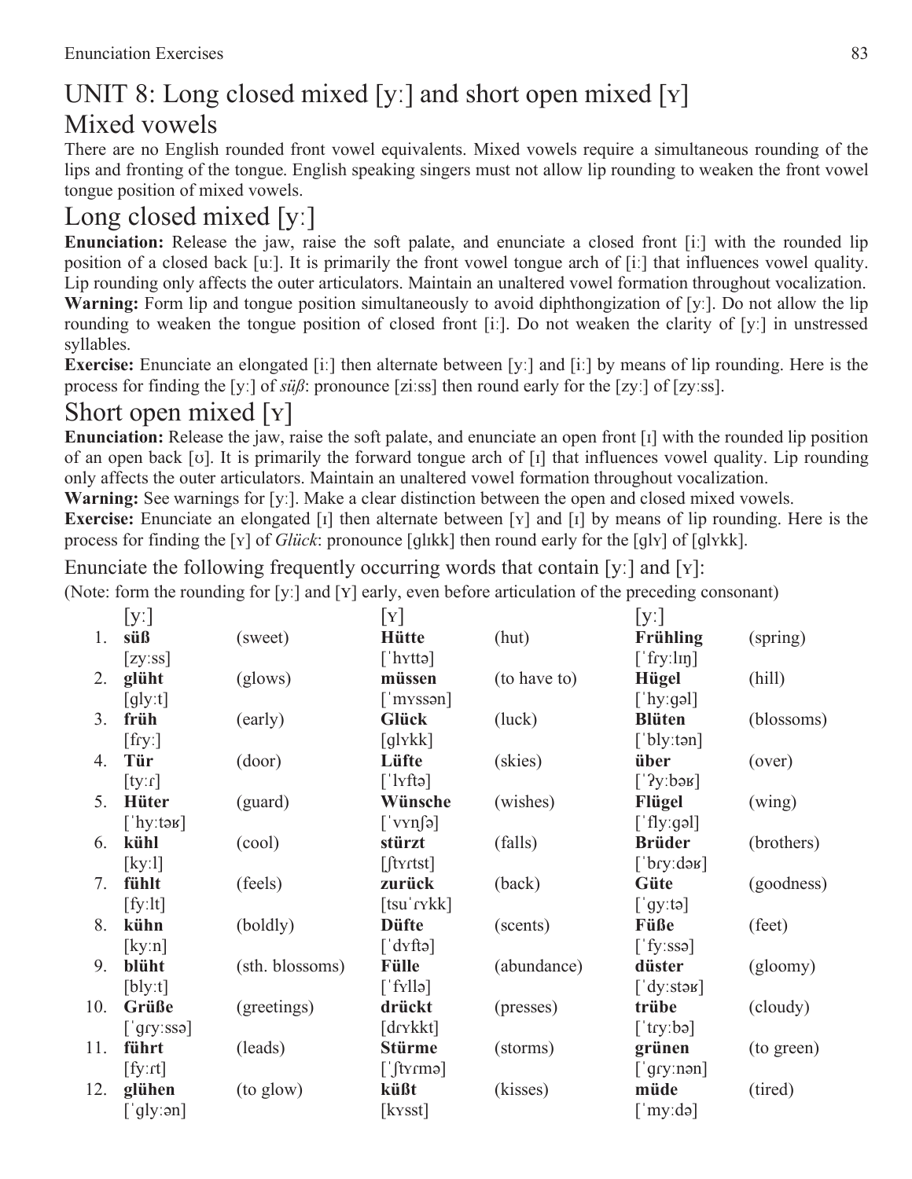# UNIT 8: Long closed mixed [yː] and short open mixed [ʏ]

## Mixed vowels

There are no English rounded front vowel equivalents. Mixed vowels require a simultaneous rounding of the lips and fronting of the tongue. English speaking singers must not allow lip rounding to weaken the front vowel tongue position of mixed vowels.

## Long closed mixed [yː]

**Enunciation:** Release the jaw, raise the soft palate, and enunciate a closed front [iː] with the rounded lip position of a closed back [uː]. It is primarily the front vowel tongue arch of [iː] that influences vowel quality. Lip rounding only affects the outer articulators. Maintain an unaltered vowel formation throughout vocalization.

**Warning:** Form lip and tongue position simultaneously to avoid diphthongization of [yː]. Do not allow the lip rounding to weaken the tongue position of closed front [iː]. Do not weaken the clarity of [yː] in unstressed syllables.

**Exercise:** Enunciate an elongated [iː] then alternate between [yː] and [iː] by means of lip rounding. Here is the process for finding the [yː] of *süß*: pronounce [ziːss] then round early for the [zyː] of [zyːss].

## Short open mixed [ʏ]

**Enunciation:** Release the jaw, raise the soft palate, and enunciate an open front [ɪ] with the rounded lip position of an open back [ʊ]. It is primarily the forward tongue arch of [ɪ] that influences vowel quality. Lip rounding only affects the outer articulators. Maintain an unaltered vowel formation throughout vocalization.

**Warning:** See warnings for [yː]. Make a clear distinction between the open and closed mixed vowels.

**Exercise:** Enunciate an elongated [ɪ] then alternate between [ʏ] and [ɪ] by means of lip rounding. Here is the process for finding the [ʏ] of *Glück*: pronounce [glɪkk] then round early for the [glʏ] of [glʏkk].

Enunciate the following frequently occurring words that contain [yː] and [ʏ]:

(Note: form the rounding for [yː] and [ʏ] early, even before articulation of the preceding consonant)

| | [yː] | | [ʏ] | | [yː] | |
|---|---|---|---|---|---|---|
| 1. | **süß**<br>[zyːss] | (sweet) | **Hütte**<br>[ˈhʏttə] | (hut) | **Frühling**<br>[ˈfɾyːlɪŋ] | (spring) |
| 2. | **glüht**<br>[glyːt] | (glows) | **müssen**<br>[ˈmʏssən] | (to have to) | **Hügel**<br>[ˈhyːgəl] | (hill) |
| 3. | **früh**<br>[fɾyː] | (early) | **Glück**<br>[glʏkk] | (luck) | **Blüten**<br>[ˈblyːtən] | (blossoms) |
| 4. | **Tür**<br>[tyːɾ] | (door) | **Lüfte**<br>[ˈlʏftə] | (skies) | **über**<br>[ˈʔyːbəʁ] | (over) |
| 5. | **Hüter**<br>[ˈhyːtəʁ] | (guard) | **Wünsche**<br>[ˈvʏnʃə] | (wishes) | **Flügel**<br>[ˈflyːgəl] | (wing) |
| 6. | **kühl**<br>[kyːl] | (cool) | **stürzt**<br>[ʃtʏɾtst] | (falls) | **Brüder**<br>[ˈbɾyːdəʁ] | (brothers) |
| 7. | **fühlt**<br>[fyːlt] | (feels) | **zurück**<br>[tsuˈɾʏkk] | (back) | **Güte**<br>[ˈgyːtə] | (goodness) |
| 8. | **kühn**<br>[kyːn] | (boldly) | **Düfte**<br>[ˈdʏftə] | (scents) | **Füße**<br>[ˈfyːssə] | (feet) |
| 9. | **blüht**<br>[blyːt] | (sth. blossoms) | **Fülle**<br>[ˈfʏllə] | (abundance) | **düster**<br>[ˈdyːstəʁ] | (gloomy) |
| 10. | **Grüße**<br>[ˈgɾyːssə] | (greetings) | **drückt**<br>[dɾʏkkt] | (presses) | **trübe**<br>[ˈtɾyːbə] | (cloudy) |
| 11. | **führt**<br>[fyːɾt] | (leads) | **Stürme**<br>[ˈʃtʏɾmə] | (storms) | **grünen**<br>[ˈgɾyːnən] | (to green) |
| 12. | **glühen**<br>[ˈglyːən] | (to glow) | **küßt**<br>[kʏsst] | (kisses) | **müde**<br>[ˈmyːdə] | (tired) |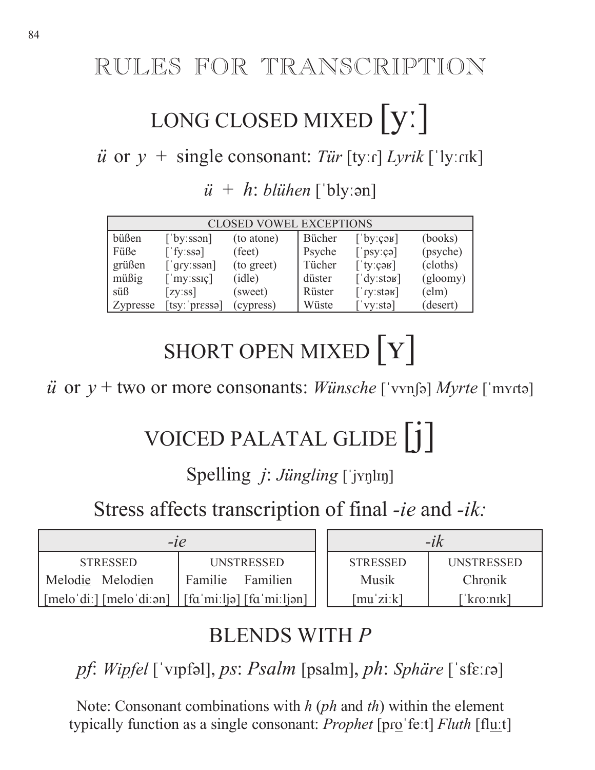# RULES FOR TRANSCRIPTION

## LONG CLOSED MIXED [yː]

*ü* or *y* + single consonant: *Tür* [tyːɾ] *Lyrik* [ˈlyːɾɪk]

*ü* + *h*: *blühen* [ˈblyːən]

| CLOSED VOWEL EXCEPTIONS | | | | | |
|---|---|---|---|---|---|
| büßen | [ˈbyːssən] | (to atone) | Bücher | [ˈbyːçəʁ] | (books) |
| Füße | [ˈfyːssə] | (feet) | Psyche | [ˈpsyːçə] | (psyche) |
| grüßen | [ˈgɾyːssən] | (to greet) | Tücher | [ˈtyːçəʁ] | (cloths) |
| müßig | [ˈmyːssɪç] | (idle) | düster | [ˈdyːstəʁ] | (gloomy) |
| süß | [zyːss] | (sweet) | Rüster | [ˈɾyːstəʁ] | (elm) |
| Zypresse | [tsyːˈpɾɛssə] | (cypress) | Wüste | [ˈvyːstə] | (desert) |

## SHORT OPEN MIXED [ʏ]

*ü* or *y* + two or more consonants: *Wünsche* [ˈvʏnʃə] *Myrte* [ˈmʏɾtə]

## VOICED PALATAL GLIDE [j]

Spelling *j*: *Jüngling* [ˈjʏŋlɪŋ]

Stress affects transcription of final *-ie* and *-ik:*

| *-ie* | |
|---|---|
| STRESSED | UNSTRESSED |
| Melod<u>ie</u> Melod<u>ie</u>n | Fam<u>i</u>lie Fam<u>i</u>lien |
| [meloˈdiː] [meloˈdiːən] | [fɑˈmiːljə] [fɑˈmiːljən] |

| *-ik* | |
|---|---|
| STRESSED | UNSTRESSED |
| Mus<u>i</u>k | Chr<u>o</u>nik |
| [muˈziːk] | [ˈkɾoːnɪk] |

## BLENDS WITH *P*

*pf*: *Wipfel* [ˈvɪpfəl], *ps*: *Psalm* [psalm], *ph*: *Sphäre* [ˈsfɛːɾə]

Note: Consonant combinations with *h* (*ph* and *th*) within the element typically function as a single consonant: *Prophet* [pɾ<u>o</u>ˈfeːt] *Fluth* [fl<u>uː</u>t]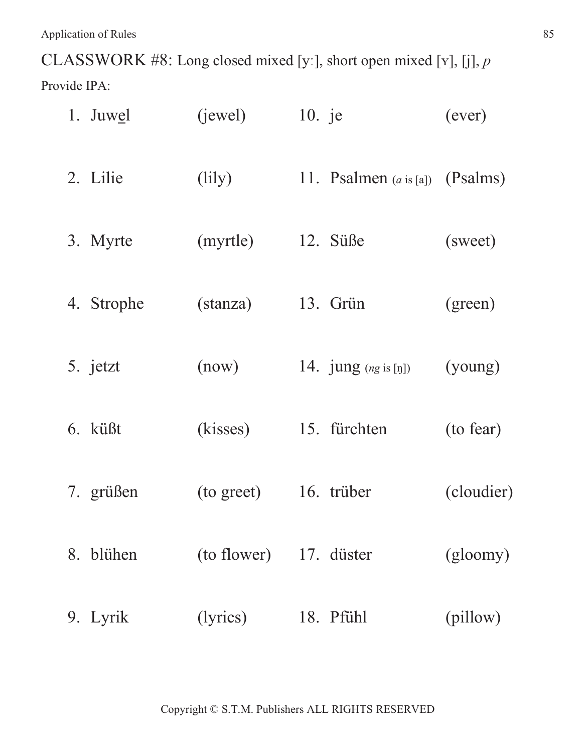CLASSWORK #8: Long closed mixed [yː], short open mixed [ʏ], [j], *p*

Provide IPA:

1. Juw<u>e</u>l (jewel)
2. Lilie (lily)
3. Myrte (myrtle)
4. Strophe (stanza)
5. jetzt (now)
6. küßt (kisses)
7. grüßen (to greet)
8. blühen (to flower)
9. Lyrik (lyrics)
10. je (ever)
11. Psalmen (*a* is [a]) (Psalms)
12. Süße (sweet)
13. Grün (green)
14. jung (*ng* is [ŋ]) (young)
15. fürchten (to fear)
16. trüber (cloudier)
17. düster (gloomy)
18. Pfühl (pillow)

Copyright © S.T.M. Publishers ALL RIGHTS RESERVED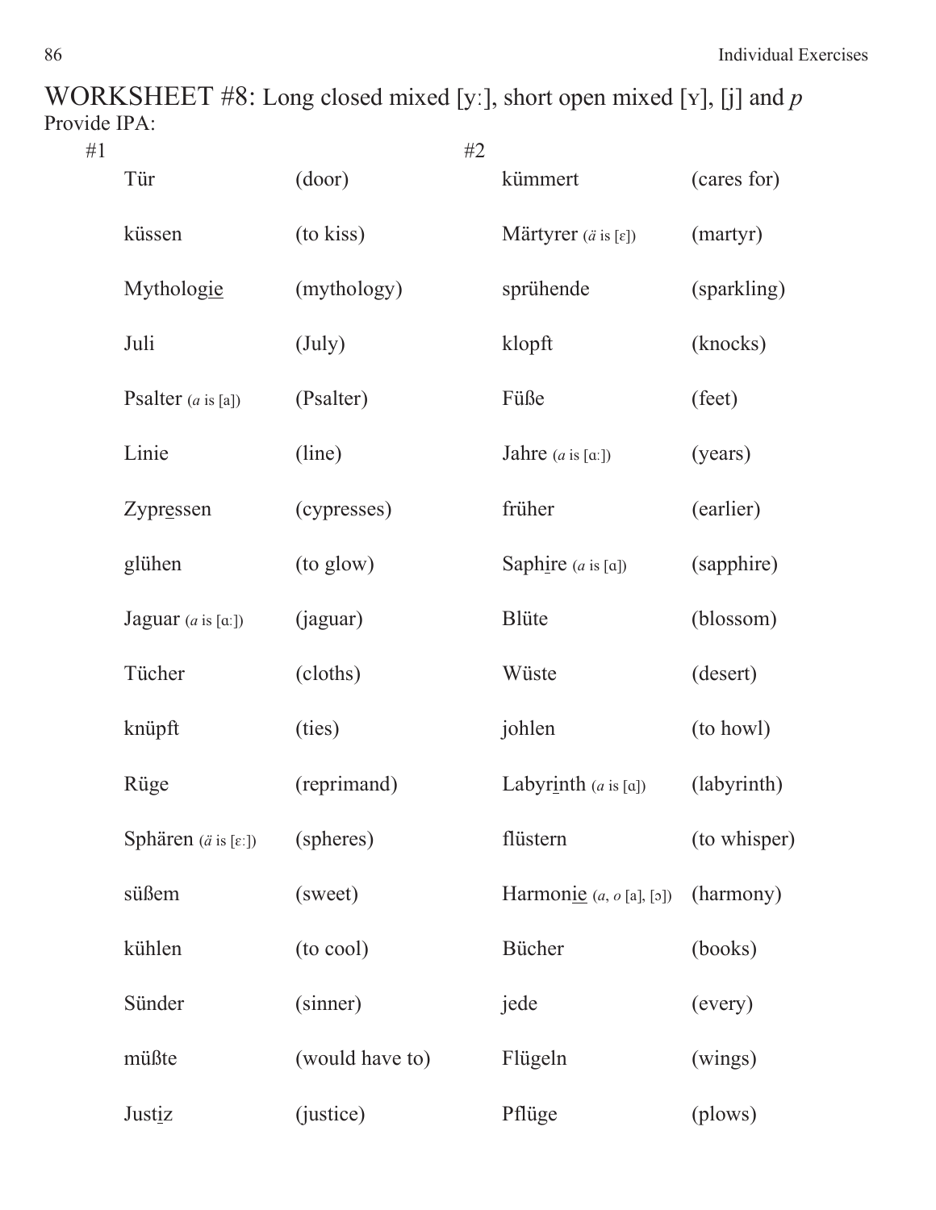## WORKSHEET #8: Long closed mixed [yː], short open mixed [ʏ], [j] and *p*

Provide IPA:

#1

| | |
|---|---|
| Tür | (door) |
| küssen | (to kiss) |
| Mytholog<u>ie</u> | (mythology) |
| Juli | (July) |
| Psalter (*a* is [a]) | (Psalter) |
| Linie | (line) |
| Zypr<u>e</u>ssen | (cypresses) |
| glühen | (to glow) |
| Jaguar (*a* is [ɑː]) | (jaguar) |
| Tücher | (cloths) |
| knüpft | (ties) |
| Rüge | (reprimand) |
| Sphären (*ä* is [ɛː]) | (spheres) |
| süßem | (sweet) |
| kühlen | (to cool) |
| Sünder | (sinner) |
| müßte | (would have to) |
| Just<u>i</u>z | (justice) |

#2

| | |
|---|---|
| kümmert | (cares for) |
| Märtyrer (*ä* is [ɛ]) | (martyr) |
| sprühende | (sparkling) |
| klopft | (knocks) |
| Füße | (feet) |
| Jahre (*a* is [ɑː]) | (years) |
| früher | (earlier) |
| Saph<u>i</u>re (*a* is [ɑ]) | (sapphire) |
| Blüte | (blossom) |
| Wüste | (desert) |
| johlen | (to howl) |
| Labyr<u>i</u>nth (*a* is [ɑ]) | (labyrinth) |
| flüstern | (to whisper) |
| Harmon<u>ie</u> (*a*, *o* [a], [ɔ]) | (harmony) |
| Bücher | (books) |
| jede | (every) |
| Flügeln | (wings) |
| Pflüge | (plows) |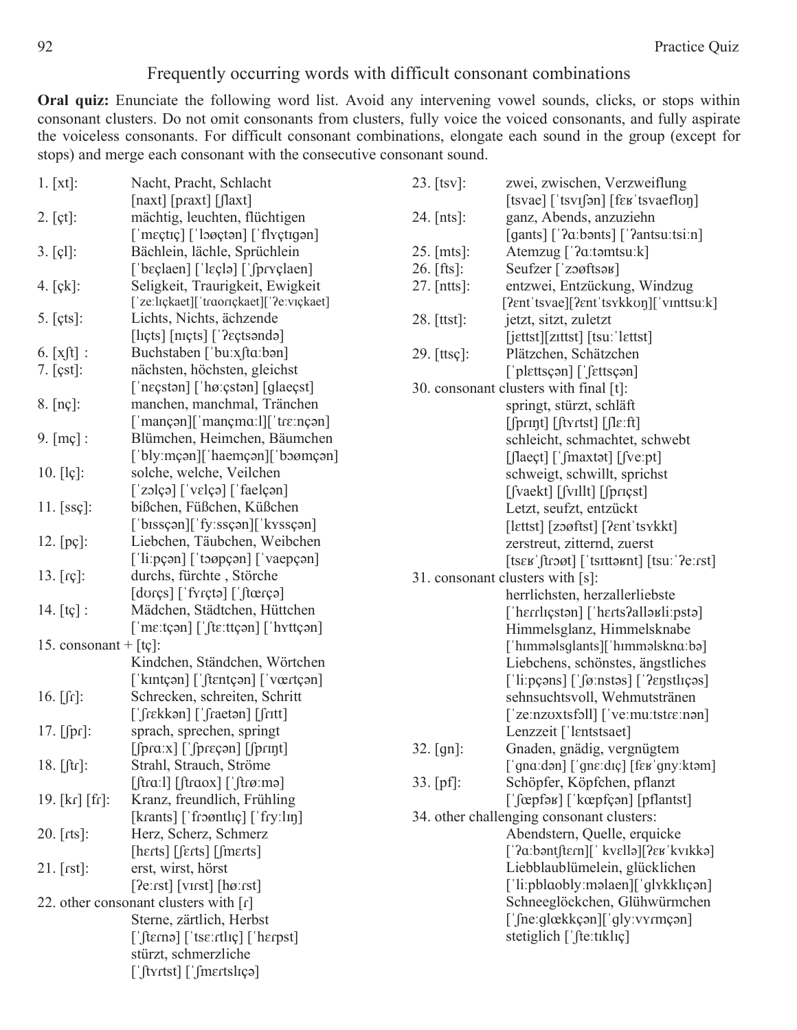## Frequently occurring words with difficult consonant combinations

**Oral quiz:** Enunciate the following word list. Avoid any intervening vowel sounds, clicks, or stops within consonant clusters. Do not omit consonants from clusters, fully voice the voiced consonants, and fully aspirate the voiceless consonants. For difficult consonant combinations, elongate each sound in the group (except for stops) and merge each consonant with the consecutive consonant sound.

1. [xt]: Nacht, Pracht, Schlacht
   [naxt] [pɾaxt] [ʃlaxt]
2. [çt]: mächtig, leuchten, flüchtigen
   [ˈmɛçtɪç] [ˈlɔøçtən] [ˈflʏçtɪgən]
3. [çl]: Bächlein, lächle, Sprüchlein
   [ˈbɛçlaen] [ˈlɛçlə] [ˈʃpɾʏçlaen]
4. [çk]: Seligkeit, Traurigkeit, Ewigkeit
   [ˈzeːlɪçkaet][ˈtɾaoɾɪçkaet][ˈʔeːvɪçkaet]
5. [çts]: Lichts, Nichts, ächzende
   [lɪçts] [nɪçts] [ˈʔɛçtsəndə]
6. [xʃt] : Buchstaben [ˈbuːxʃtaːbən]
7. [çst]: nächsten, höchsten, gleichst
   [ˈnɛçstən] [ˈhøːçstən] [glaeçst]
8. [nç]: manchen, manchmal, Tränchen
   [ˈmançən][ˈmançmaːl][ˈtɾɛːnçən]
9. [mç] : Blümchen, Heimchen, Bäumchen
   [ˈblyːmçən][ˈhaemçən][ˈbɔømçən]
10. [lç]: solche, welche, Veilchen
    [ˈzɔlçə] [ˈvɛlçə] [ˈfaelçən]
11. [ssç]: bißchen, Füßchen, Küßchen
    [ˈbɪssçən][ˈfyːssçən][ˈkʏssçən]
12. [pç]: Liebchen, Täubchen, Weibchen
    [ˈliːpçən] [ˈtɔøpçən] [ˈvaepçən]
13. [ɾç]: durchs, fürchte , Störche
    [dʊɾçs] [ˈfʏɾçtə] [ˈʃtœɾçə]
14. [tç] : Mädchen, Städtchen, Hüttchen
    [ˈmɛːtçən] [ˈʃtɛːttçən] [ˈhʏttçən]
15. consonant + [tç]:
    Kindchen, Ständchen, Wörtchen
    [ˈkɪntçən] [ˈʃtɛntçən] [ˈvœɾtçən]
16. [ʃɾ]: Schrecken, schreiten, Schritt
    [ˈʃɾɛkkən] [ˈʃɾaetən] [ʃɾɪtt]
17. [ʃpɾ]: sprach, sprechen, springt
    [ʃpɾaːx] [ˈʃpɾɛçən] [ʃpɾɪŋt]
18. [ʃtɾ]: Strahl, Strauch, Ströme
    [ʃtɾaːl] [ʃtɾaox] [ˈʃtɾøːmə]
19. [kɾ] [fɾ]: Kranz, freundlich, Frühling
    [kɾants] [ˈfɾɔøntlɪç] [ˈfɾyːlɪŋ]
20. [ɾts]: Herz, Scherz, Schmerz
    [hɛɾts] [ʃɛɾts] [ʃmɛɾts]
21. [ɾst]: erst, wirst, hörst
    [ʔeːɾst] [vɪɾst] [høːɾst]
22. other consonant clusters with [ɾ]
    Sterne, zärtlich, Herbst
    [ˈʃtɛɾnə] [ˈtsɛːɾtlɪç] [ˈhɛɾpst]
    stürzt, schmerzliche
    [ˈʃtʏɾtst] [ˈʃmɛɾtslɪçə]
23. [tsv]: zwei, zwischen, Verzweiflung
    [tsvae] [ˈtsvɪʃən] [fɛʁˈtsvaeflʊŋ]
24. [nts]: ganz, Abends, anzuziehn
    [gants] [ˈʔaːbənts] [ˈʔantsuːtsiːn]
25. [mts]: Atemzug [ˈʔaːtəmtsuːk]
26. [fts]: Seufzer [ˈzɔøftsəʁ]
27. [ntts]: entzwei, Entzückung, Windzug
    [ʔɛntˈtsvae][ʔɛntˈtsʏkkʊŋ][ˈvɪnttsuːk]
28. [ttst]: jetzt, sitzt, zuletzt
    [jɛttst][zɪttst] [tsuːˈlɛttst]
29. [ttsç]: Plätzchen, Schätzchen
    [ˈplɛttsçən] [ˈʃɛttsçən]
30. consonant clusters with final [t]:
    springt, stürzt, schläft
    [ʃpɾɪŋt] [ʃtʏɾtst] [ʃlɛːft]
    schleicht, schmachtet, schwebt
    [ʃlaeçt] [ˈʃmaxtət] [ʃveːpt]
    schweigt, schwillt, sprichst
    [ʃvaekt] [ʃvɪllt] [ʃpɾɪçst]
    Letzt, seufzt, entzückt
    [lɛttst] [zɔøftst] [ʔɛntˈtsʏkkt]
    zerstreut, zitternd, zuerst
    [tsɛʁˈʃtɾɔøt] [ˈtsɪttəʁnt] [tsuːˈʔeːɾst]
31. consonant clusters with [s]:
    herrlichsten, herzallerliebste
    [ˈhɛɾɾlɪçstən] [ˈhɛɾtsʔalləʁliːpstə]
    Himmelsglanz, Himmelsknabe
    [ˈhɪmməlsglants][ˈhɪmməlsknaːbə]
    Liebchens, schönstes, ängstliches
    [ˈliːpçəns] [ˈʃøːnstəs] [ˈʔɛŋstlɪçəs]
    sehnsuchtsvoll, Wehmutstränen
    [ˈzeːnzʊxtsfɔll] [ˈveːmuːtstɾɛːnən]
    Lenzzeit [ˈlɛntstsaet]
32. [gn]: Gnaden, gnädig, vergnügtem
    [ˈgnaːdən] [ˈgnɛːdɪç] [fɛʁˈgnyːktəm]
33. [pf]: Schöpfer, Köpfchen, pflanzt
    [ˈʃœpfəʁ] [ˈkœpfçən] [pflantst]
34. other challenging consonant clusters:
    Abendstern, Quelle, erquicke
    [ˈʔaːbəntʃtɛɾn][ˈ kvɛllə][ʔɛʁˈkvɪkkə]
    Liebblaublümelein, glücklichen
    [ˈliːpblaoblyːməlaen][ˈglʏkklɪçən]
    Schneeglöckchen, Glühwürmchen
    [ˈʃneːglœkkçən][ˈglyːvʏɾmçən]
    stetiglich [ˈʃteːtɪklɪç]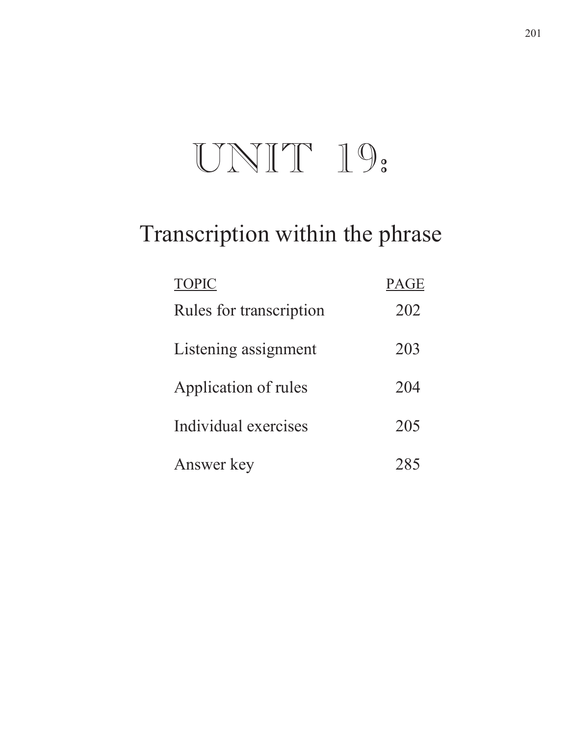# UNIT 19:

## Transcription within the phrase

| TOPIC | PAGE |
| --- | --- |
| Rules for transcription | 202 |
| Listening assignment | 203 |
| Application of rules | 204 |
| Individual exercises | 205 |
| Answer key | 285 |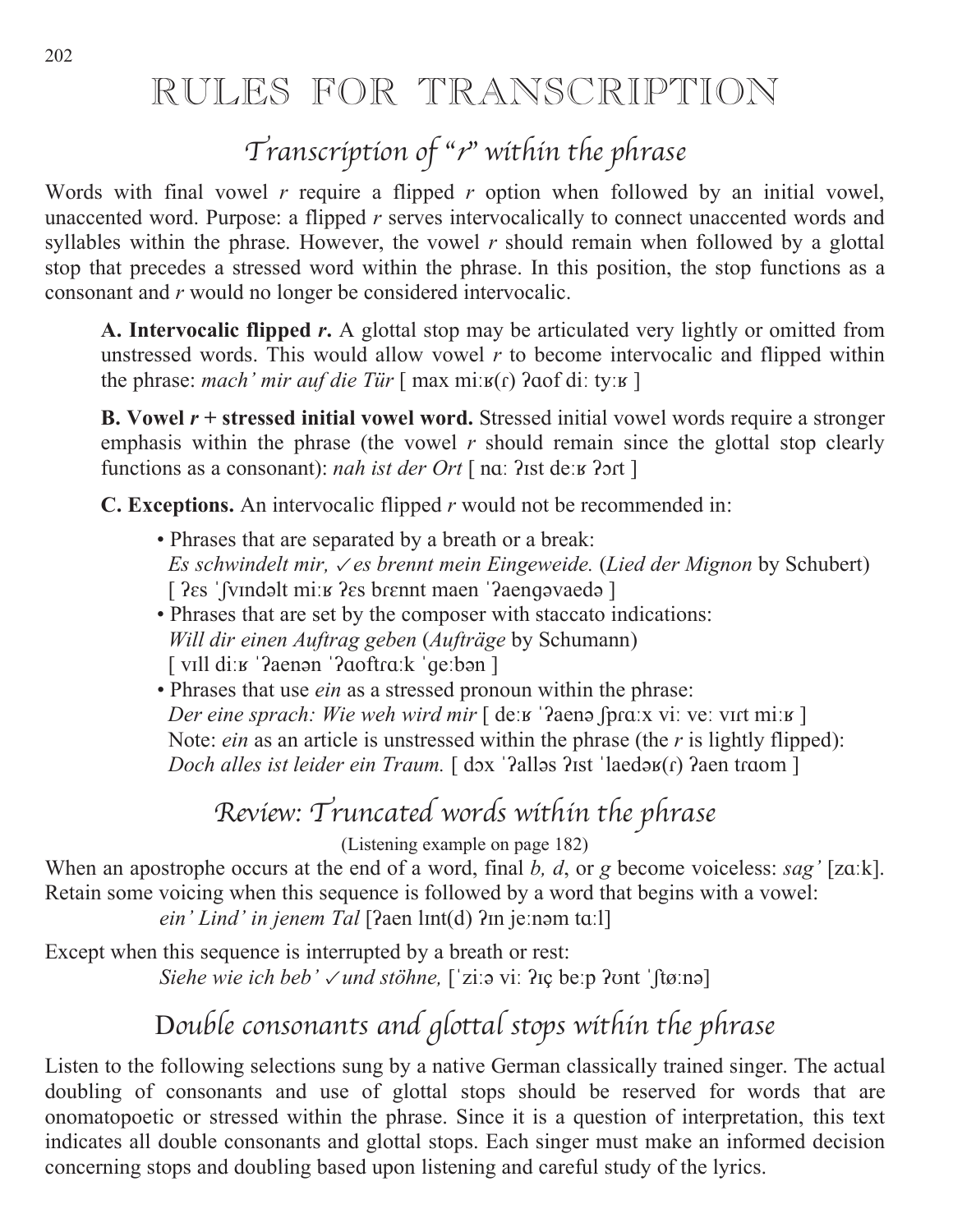# RULES FOR TRANSCRIPTION

## *Transcription of "r" within the phrase*

Words with final vowel *r* require a flipped *r* option when followed by an initial vowel, unaccented word. Purpose: a flipped *r* serves intervocalically to connect unaccented words and syllables within the phrase. However, the vowel *r* should remain when followed by a glottal stop that precedes a stressed word within the phrase. In this position, the stop functions as a consonant and *r* would no longer be considered intervocalic.

**A. Intervocalic flipped *r*.** A glottal stop may be articulated very lightly or omitted from unstressed words. This would allow vowel *r* to become intervocalic and flipped within the phrase: *mach' mir auf die Tür* [ max miːʁ(ɾ) ʔɑof diː tyːʁ ]

**B. Vowel *r* + stressed initial vowel word.** Stressed initial vowel words require a stronger emphasis within the phrase (the vowel *r* should remain since the glottal stop clearly functions as a consonant): *nah ist der Ort* [ nɑː ʔɪst deːʁ ʔɔrt ]

**C. Exceptions.** An intervocalic flipped *r* would not be recommended in:

- Phrases that are separated by a breath or a break:
  *Es schwindelt mir, ✓es brennt mein Eingeweide.* (*Lied der Mignon* by Schubert)
  [ ʔɛs ˈʃvɪndəlt miːʁ ʔɛs brɛnnt maen ˈʔaengəvaedə ]
- Phrases that are set by the composer with staccato indications:
  *Will dir einen Auftrag geben* (*Aufträge* by Schumann)
  [ vɪll diːʁ ˈʔaenən ˈʔɑoftrɑːk ˈgeːbən ]
- Phrases that use *ein* as a stressed pronoun within the phrase:
  *Der eine sprach: Wie weh wird mir* [ deːʁ ˈʔaenə ʃprɑːx viː veː vɪrt miːʁ ]
  Note: *ein* as an article is unstressed within the phrase (the *r* is lightly flipped):
  *Doch alles ist leider ein Traum.* [ dɔx ˈʔalləs ʔɪst ˈlaedəʁ(ɾ) ʔaen trɑom ]

## *Review: Truncated words within the phrase*

(Listening example on page 182)

When an apostrophe occurs at the end of a word, final *b, d*, or *g* become voiceless: *sag'* [zɑːk]. Retain some voicing when this sequence is followed by a word that begins with a vowel:

*ein' Lind' in jenem Tal* [ʔaen lɪnt(d) ʔɪn jeːnəm tɑːl]

Except when this sequence is interrupted by a breath or rest:

*Siehe wie ich beb' ✓und stöhne,* [ˈziːə viː ʔɪç beːp ʔʊnt ˈʃtøːnə]

## *Double consonants and glottal stops within the phrase*

Listen to the following selections sung by a native German classically trained singer. The actual doubling of consonants and use of glottal stops should be reserved for words that are onomatopoetic or stressed within the phrase. Since it is a question of interpretation, this text indicates all double consonants and glottal stops. Each singer must make an informed decision concerning stops and doubling based upon listening and careful study of the lyrics.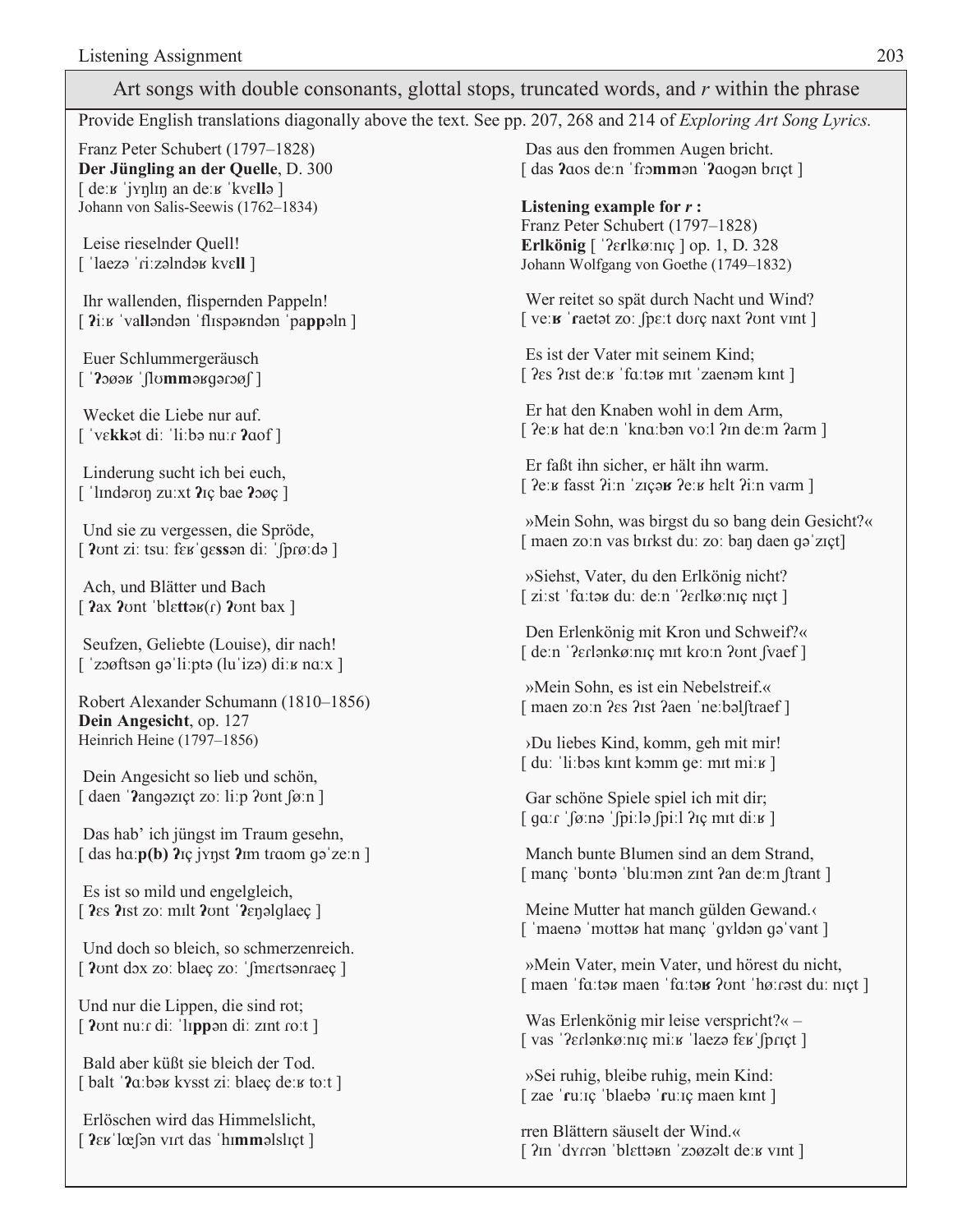## Art songs with double consonants, glottal stops, truncated words, and *r* within the phrase

Provide English translations diagonally above the text. See pp. 207, 268 and 214 of *Exploring Art Song Lyrics.*

Franz Peter Schubert (1797–1828)
**Der Jüngling an der Quelle**, D. 300
[ deːʁ ˈjʏŋlɪŋ an deːʁ ˈkvɛ**ll**ə ]
Johann von Salis-Seewis (1762–1834)

Leise rieselnder Quell!
[ ˈlaezə ˈɾiːzəlndəʁ kvɛ**ll** ]

Ihr wallenden, flispernden Pappeln!
[ **ʔ**iːʁ ˈva**ll**əndən ˈflɪspəʁndən ˈpa**pp**əln ]

Euer Schlummergeräusch
[ ˈ**ʔ**ɔøəʁ ˈʃlʊ**mm**əʁɡəɾɔøʃ ]

Wecket die Liebe nur auf.
[ ˈvɛ**kk**ət diː ˈliːbə nuːɾ **ʔ**ɑof ]

Linderung sucht ich bei euch,
[ ˈlɪndəɾʊŋ zuːxt **ʔ**ɪç bae **ʔ**ɔøç ]

Und sie zu vergessen, die Spröde,
[ **ʔ**ʊnt ziː tsuː fɛʁˈɡɛ**ss**ən diː ˈʃpɾøːdə ]

Ach, und Blätter und Bach
[ **ʔ**ax **ʔ**ʊnt ˈblɛ**tt**əʁ(ɾ) **ʔ**ʊnt bax ]

Seufzen, Geliebte (Louise), dir nach!
[ ˈzɔøftsən ɡəˈliːptə (luˈizə) diːʁ nɑːx ]

Robert Alexander Schumann (1810–1856)
**Dein Angesicht**, op. 127
Heinrich Heine (1797–1856)

Dein Angesicht so lieb und schön,
[ daen ˈ**ʔ**aŋɡəzɪçt zoː liːp ʔʊnt ʃøːn ]

Das hab' ich jüngst im Traum gesehn,
[ das hɑː**p(b)** **ʔ**ɪç jʏŋst **ʔ**ɪm tɾɑom ɡəˈzeːn ]

Es ist so mild und engelgleich,
[ **ʔ**ɛs **ʔ**ɪst zoː mɪlt **ʔ**ʊnt ˈ**ʔ**ɛŋəlglaeç ]

Und doch so bleich, so schmerzenreich.
[ **ʔ**ʊnt dɔx zoː blaeç zoː ˈʃmɛɾtsənɾaeç ]

Und nur die Lippen, die sind rot;
[ **ʔ**ʊnt nuːɾ diː ˈlɪ**pp**ən diː zɪnt ɾoːt ]

Bald aber küßt sie bleich der Tod.
[ balt ˈ**ʔ**ɑːbəʁ kʏsst ziː blaeç deːʁ toːt ]

Erlöschen wird das Himmelslicht,
[ **ʔ**ɛʁˈlœʃən vɪɾt das ˈhɪ**mm**əlslɪçt ]

Das aus den frommen Augen bricht.
[ das **ʔ**ɑos deːn ˈfɾɔ**mm**ən ˈ**ʔ**ɑoɡən bɾɪçt ]

**Listening example for *r* :**
Franz Peter Schubert (1797–1828)
**Erlkönig** [ ˈʔɛ**r**lkøːnɪç ] op. 1, D. 328
Johann Wolfgang von Goethe (1749–1832)

Wer reitet so spät durch Nacht und Wind?
[ veː**ʁ** ˈ**r**aetət zoː ʃpɛːt dʊɾç naxt ʔʊnt vɪnt ]

Es ist der Vater mit seinem Kind;
[ ʔɛs ʔɪst deːʁ ˈfɑːtəʁ mɪt ˈzaenəm kɪnt ]

Er hat den Knaben wohl in dem Arm,
[ ʔeːʁ hat deːn ˈknɑːbən voːl ʔɪn deːm ʔaɾm ]

Er faßt ihn sicher, er hält ihn warm.
[ ʔeːʁ fasst ʔiːn ˈzɪçə**ʁ** ʔeːʁ hɛlt ʔiːn vaɾm ]

»Mein Sohn, was birgst du so bang dein Gesicht?«
[ maen zoːn vas bɪɾkst duː zoː baŋ daen ɡəˈzɪçt]

»Siehst, Vater, du den Erlkönig nicht?
[ ziːst ˈfɑːtəʁ duː deːn ˈʔɛɾlkøːnɪç nɪçt ]

Den Erlenkönig mit Kron und Schweif?«
[ deːn ˈʔɛɾlənkøːnɪç mɪt kɾoːn ʔʊnt ʃvaef ]

»Mein Sohn, es ist ein Nebelstreif.«
[ maen zoːn ʔɛs ʔɪst ʔaen ˈneːbəlʃtɾaef ]

›Du liebes Kind, komm, geh mit mir!
[ duː ˈliːbəs kɪnt kɔmm ɡeː mɪt miːʁ ]

Gar schöne Spiele spiel ich mit dir;
[ ɡɑːɾ ˈʃøːnə ˈʃpiːlə ʃpiːl ʔɪç mɪt diːʁ ]

Manch bunte Blumen sind an dem Strand,
[ manç ˈbʊntə ˈbluːmən zɪnt ʔan deːm ʃtɾant ]

Meine Mutter hat manch gülden Gewand.‹
[ ˈmaenə ˈmʊttəʁ hat manç ˈɡʏldən ɡəˈvant ]

»Mein Vater, mein Vater, und hörest du nicht,
[ maen ˈfɑːtəʁ maen ˈfɑːtə**ʁ** ʔʊnt ˈhøːɾəst duː nɪçt ]

Was Erlenkönig mir leise verspricht?« –
[ vas ˈʔɛɾlənkøːnɪç miːʁ ˈlaezə fɛʁˈʃpɾɪçt ]

»Sei ruhig, bleibe ruhig, mein Kind:
[ zae ˈ**r**uːɪç ˈblaebə ˈ**r**uːɪç maen kɪnt ]

rren Blättern säuselt der Wind.«
[ ʔɪn ˈdʏɾɾən ˈblɛttəʁn ˈzɔøzəlt deːʁ vɪnt ]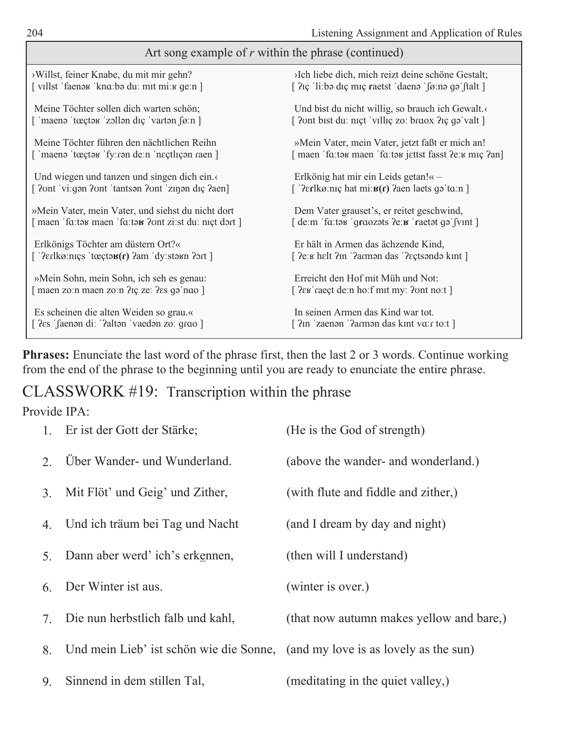| Art song example of *r* within the phrase (continued) | |
|---|---|
| ›Willst, feiner Knabe, du mit mir gehn?<br>[ vɪllst ˈfaenəʁ ˈknɑ:bə du: mɪt mi:ʁ ge:n ] | ›Ich liebe dich, mich reizt deine schöne Gestalt;<br>[ ʔɪç ˈli:bə dɪç mɪç **ɾ**aetst ˈdaenə ˈʃø:nə gəˈʃtalt ] |
| Meine Töchter sollen dich warten schön;<br>[ ˈmaenə ˈtœçtəʁ ˈzɔllən dɪç ˈvartən ʃø:n ] | Und bist du nicht willig, so brauch ich Gewalt.‹<br>[ ʔʊnt bɪst du: nɪçt ˈvɪllɪç zo: bɾɑox ʔɪç gəˈvalt ] |
| Meine Töchter führen den nächtlichen Reihn<br>[ ˈmaenə ˈtœçtəʁ ˈfy:ɾən de:n ˈnɛçtlɪçən ɾaen ] | »Mein Vater, mein Vater, jetzt faßt er mich an!<br>[ maen ˈfɑ:təʁ maen ˈfɑ:təʁ jɛttst fasst ʔe:ʁ mɪç ʔan] |
| Und wiegen und tanzen und singen dich ein.‹<br>[ ʔʊnt ˈvi:gən ʔʊnt ˈtantsən ʔʊnt ˈzɪŋən dɪç ʔaen] | Erlkönig hat mir ein Leids getan!« –<br>[ ˈʔɛ**ɾ**lkø:nɪç hat mi:**ʁ(ɾ)** ʔaen laets gəˈtɑ:n ] |
| »Mein Vater, mein Vater, und siehst du nicht dort<br>[ maen ˈfɑ:təʁ maen ˈfɑ:tə**ʁ** ʔʊnt zi:st du: nɪçt dɔɾt ] | Dem Vater grauset's, er reitet geschwind,<br>[ de:m ˈfɑ:təʁ ˈg**ɾ**ɑozəts ʔe:**ʁ** ˈ**ɾ**aetət gəˈʃvɪnt ] |
| Erlkönigs Töchter am düstern Ort?«<br>[ ˈʔɛɾlkø:nɪçs ˈtœçtə**ʁ(ɾ)** ʔam ˈdy:stəʁn ʔɔɾt ] | Er hält in Armen das ächzende Kind,<br>[ ʔe:ʁ hɛlt ʔɪn ˈʔaɾmən das ˈʔɛçtsəndə kɪnt ] |
| »Mein Sohn, mein Sohn, ich seh es genau:<br>[ maen zo:n maen zo:n ʔɪç ze: ʔɛs gəˈnɑo ] | Erreicht den Hof mit Müh und Not:<br>[ ʔɛʁˈɾaeçt de:n ho:f mɪt my: ʔʊnt no:t ] |
| Es scheinen die alten Weiden so grau.«<br>[ ʔɛs ˈʃaenən di: ˈʔaltən ˈvaedən zo: gɾɑo ] | In seinen Armen das Kind war tot.<br>[ ʔɪn ˈzaenən ˈʔaɾmən das kɪnt vɑ:ɾ to:t ] |

**Phrases:** Enunciate the last word of the phrase first, then the last 2 or 3 words. Continue working from the end of the phrase to the beginning until you are ready to enunciate the entire phrase.

## CLASSWORK #19: Transcription within the phrase

Provide IPA:

1. Er ist der Gott der Stärke; (He is the God of strength)
2. Über Wander- und Wunderland. (above the wander- and wonderland.)
3. Mit Flöt' und Geig' und Zither, (with flute and fiddle and zither,)
4. Und ich träum bei Tag und Nacht (and I dream by day and night)
5. Dann aber werd' ich's erkennen, (then will I understand)
6. Der Winter ist aus. (winter is over.)
7. Die nun herbstlich falb und kahl, (that now autumn makes yellow and bare,)
8. Und mein Lieb' ist schön wie die Sonne, (and my love is as lovely as the sun)
9. Sinnend in dem stillen Tal, (meditating in the quiet valley,)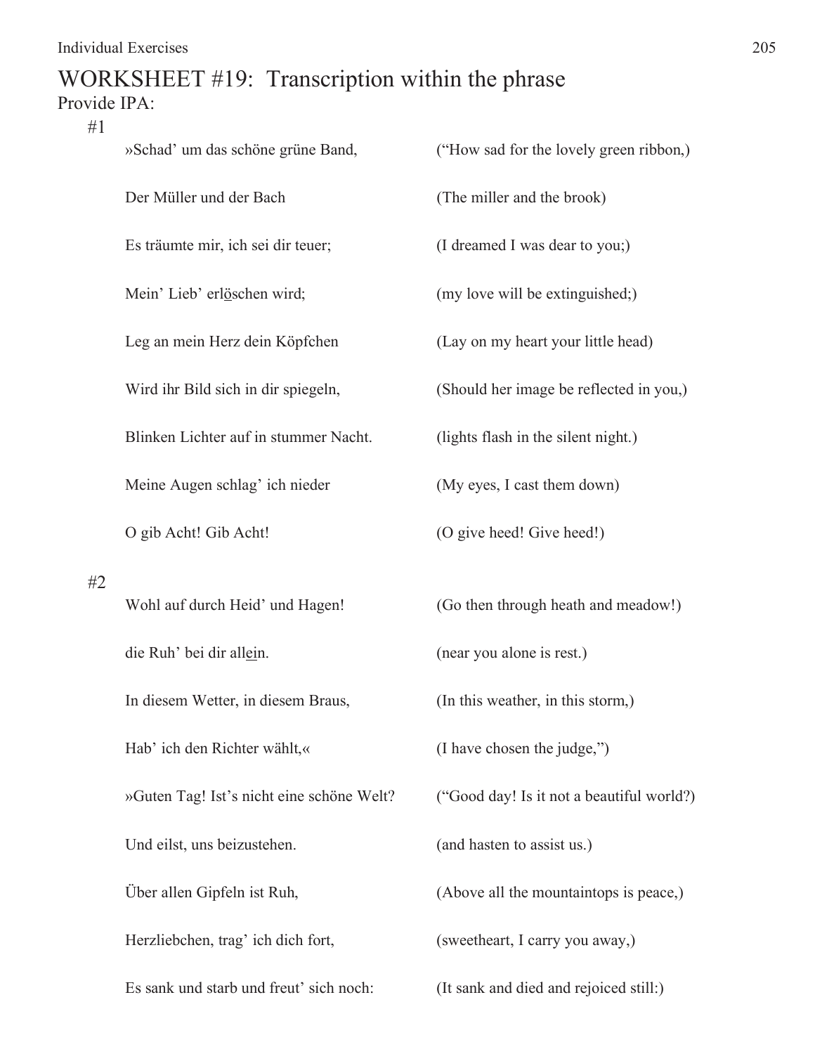# WORKSHEET #19: Transcription within the phrase

Provide IPA:

#1

| | |
|---|---|
| »Schad' um das schöne grüne Band, | ("How sad for the lovely green ribbon,) |
| Der Müller und der Bach | (The miller and the brook) |
| Es träumte mir, ich sei dir teuer; | (I dreamed I was dear to you;) |
| Mein' Lieb' erl<u>ö</u>schen wird; | (my love will be extinguished;) |
| Leg an mein Herz dein Köpfchen | (Lay on my heart your little head) |
| Wird ihr Bild sich in dir spiegeln, | (Should her image be reflected in you,) |
| Blinken Lichter auf in stummer Nacht. | (lights flash in the silent night.) |
| Meine Augen schlag' ich nieder | (My eyes, I cast them down) |
| O gib Acht! Gib Acht! | (O give heed! Give heed!) |

#2

| | |
|---|---|
| Wohl auf durch Heid' und Hagen! | (Go then through heath and meadow!) |
| die Ruh' bei dir all<u>ei</u>n. | (near you alone is rest.) |
| In diesem Wetter, in diesem Braus, | (In this weather, in this storm,) |
| Hab' ich den Richter wählt,« | (I have chosen the judge,") |
| »Guten Tag! Ist's nicht eine schöne Welt? | ("Good day! Is it not a beautiful world?) |
| Und eilst, uns beizustehen. | (and hasten to assist us.) |
| Über allen Gipfeln ist Ruh, | (Above all the mountaintops is peace,) |
| Herzliebchen, trag' ich dich fort, | (sweetheart, I carry you away,) |
| Es sank und starb und freut' sich noch: | (It sank and died and rejoiced still:) |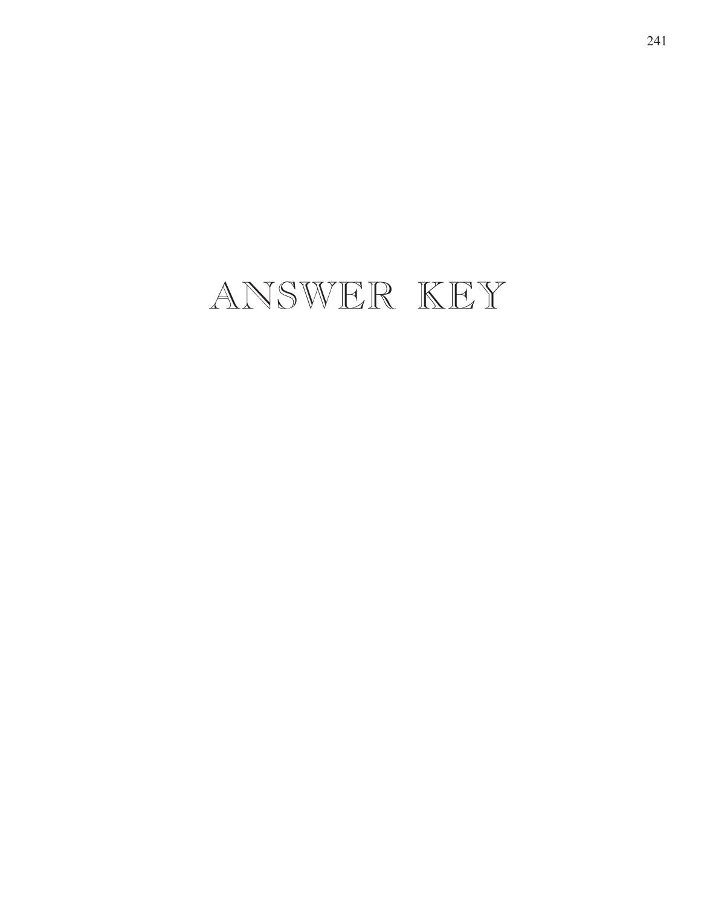# ANSWER KEY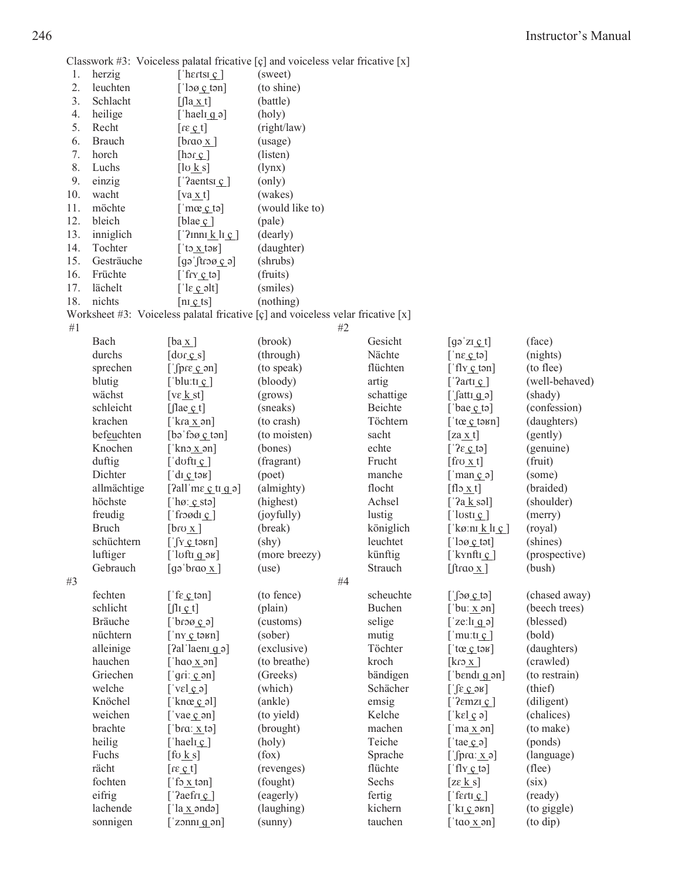Classwork #3: Voiceless palatal fricative [ç] and voiceless velar fricative [x]

| | | | |
|---|---|---|---|
| 1. | herzig | [ˈhɛɾtsɪ_ç_] | (sweet) |
| 2. | leuchten | [ˈlɔø_ç_tən] | (to shine) |
| 3. | Schlacht | [ʃla_x_t] | (battle) |
| 4. | heilige | [ˈhaelɪ_g_ə] | (holy) |
| 5. | Recht | [ɾɛ_ç_t] | (right/law) |
| 6. | Brauch | [bɾɑo_x_] | (usage) |
| 7. | horch | [hɔɾ_ç_] | (listen) |
| 8. | Luchs | [lʊ_k_s] | (lynx) |
| 9. | einzig | [ˈʔaentsɪ_ç_] | (only) |
| 10. | wacht | [va_x_t] | (wakes) |
| 11. | möchte | [ˈmœ_ç_tə] | (would like to) |
| 12. | bleich | [blae_ç_] | (pale) |
| 13. | inniglich | [ˈʔɪnnɪ_k_lɪ_ç_] | (dearly) |
| 14. | Tochter | [ˈtɔ_x_təʁ] | (daughter) |
| 15. | Gesträuche | [gəˈʃtɾɔø_ç_ə] | (shrubs) |
| 16. | Früchte | [ˈfɾʏ_ç_tə] | (fruits) |
| 17. | lächelt | [ˈlɛ_ç_əlt] | (smiles) |
| 18. | nichts | [nɪ_ç_ts] | (nothing) |

Worksheet #3: Voiceless palatal fricative [ç] and voiceless velar fricative [x]

#1

| | | |
|---|---|---|
| Bach | [ba_x_] | (brook) |
| durchs | [dʊɾ_ç_s] | (through) |
| sprechen | [ˈʃpɾɛ_ç_ən] | (to speak) |
| blutig | [ˈbluːtɪ_ç_] | (bloody) |
| wächst | [vɛ_k_st] | (grows) |
| schleicht | [ʃlae_ç_t] | (sneaks) |
| krachen | [ˈkɾa_x_ən] | (to crash) |
| befeuchten | [bəˈfɔø_ç_tən] | (to moisten) |
| Knochen | [ˈknɔ_x_ən] | (bones) |
| duftig | [ˈdʊftɪ_ç_] | (fragrant) |
| Dichter | [ˈdɪ_ç_təʁ] | (poet) |
| allmächtige | [ʔallˈmɛ_ç_tɪ_g_ə] | (almighty) |
| höchste | [ˈhøː_ç_stə] | (highest) |
| freudig | [ˈfɾɔødɪ_ç_] | (joyfully) |
| Bruch | [bɾʊ_x_] | (break) |
| schüchtern | [ˈʃʏ_ç_təʁn] | (shy) |
| luftiger | [ˈlʊftɪ_g_əʁ] | (more breezy) |
| Gebrauch | [gəˈbɾɑo_x_] | (use) |

#2

| | | |
|---|---|---|
| Gesicht | [gəˈzɪ_ç_t] | (face) |
| Nächte | [ˈnɛ_ç_tə] | (nights) |
| flüchten | [ˈflʏ_ç_tən] | (to flee) |
| artig | [ˈʔaɾtɪ_ç_] | (well-behaved) |
| schattige | [ˈʃattɪ_g_ə] | (shady) |
| Beichte | [ˈbae_ç_tə] | (confession) |
| Töchtern | [ˈtœ_ç_təʁn] | (daughters) |
| sacht | [za_x_t] | (gently) |
| echte | [ˈʔɛ_ç_tə] | (genuine) |
| Frucht | [fɾʊ_x_t] | (fruit) |
| manche | [ˈman_ç_ə] | (some) |
| flocht | [flɔ_x_t] | (braided) |
| Achsel | [ˈʔa_k_səl] | (shoulder) |
| lustig | [ˈlʊstɪ_ç_] | (merry) |
| königlich | [ˈkøːnɪ_k_lɪ_ç_] | (royal) |
| leuchtet | [ˈlɔø_ç_tət] | (shines) |
| künftig | [ˈkʏnftɪ_ç_] | (prospective) |
| Strauch | [ʃtɾɑo_x_] | (bush) |

#3

| | | |
|---|---|---|
| fechten | [ˈfɛ_ç_tən] | (to fence) |
| schlicht | [ʃlɪ_ç_t] | (plain) |
| Bräuche | [ˈbɾɔø_ç_ə] | (customs) |
| nüchtern | [ˈnʏ_ç_təʁn] | (sober) |
| alleinige | [ʔalˈlaenɪ_g_ə] | (exclusive) |
| hauchen | [ˈhɑo_x_ən] | (to breathe) |
| Griechen | [ˈgɾiː_ç_ən] | (Greeks) |
| welche | [ˈvɛl_ç_ə] | (which) |
| Knöchel | [ˈknœ_ç_əl] | (ankle) |
| weichen | [ˈvae_ç_ən] | (to yield) |
| brachte | [ˈbɾɑː_x_tə] | (brought) |
| heilig | [ˈhaelɪ_ç_] | (holy) |
| Fuchs | [fʊ_k_s] | (fox) |
| rächt | [ɾɛ_ç_t] | (revenges) |
| fochten | [ˈfɔ_x_tən] | (fought) |
| eifrig | [ˈʔaefɾɪ_ç_] | (eagerly) |
| lachende | [ˈla_x_əndə] | (laughing) |
| sonnigen | [ˈzɔnnɪ_g_ən] | (sunny) |

#4

| | | |
|---|---|---|
| scheuchte | [ˈʃɔø_ç_tə] | (chased away) |
| Buchen | [ˈbuː_x_ən] | (beech trees) |
| selige | [ˈzeːlɪ_g_ə] | (blessed) |
| mutig | [ˈmuːtɪ_ç_] | (bold) |
| Töchter | [ˈtœ_ç_təʁ] | (daughters) |
| kroch | [kɾɔ_x_] | (crawled) |
| bändigen | [ˈbɛndɪ_g_ən] | (to restrain) |
| Schächer | [ˈʃɛ_ç_əʁ] | (thief) |
| emsig | [ˈʔɛmzɪ_ç_] | (diligent) |
| Kelche | [ˈkɛl_ç_ə] | (chalices) |
| machen | [ˈma_x_ən] | (to make) |
| Teiche | [ˈtae_ç_ə] | (ponds) |
| Sprache | [ˈʃpɾɑː_x_ə] | (language) |
| flüchte | [ˈflʏ_ç_tə] | (flee) |
| Sechs | [zɛ_k_s] | (six) |
| fertig | [ˈfɛɾtɪ_ç_] | (ready) |
| kichern | [ˈkɪ_ç_əʁn] | (to giggle) |
| tauchen | [ˈtɑo_x_ən] | (to dip) |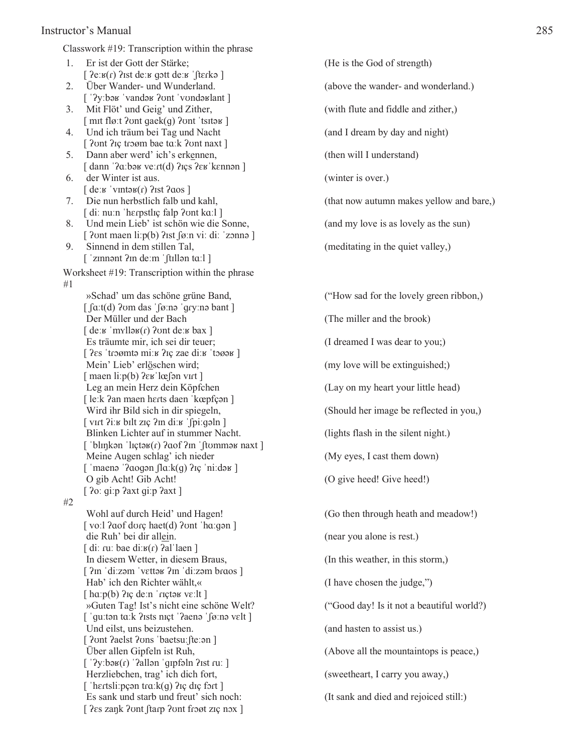Classwork #19: Transcription within the phrase

1. Er ist der Gott der Stärke; (He is the God of strength)
   [ ʔeːʁ(ɾ) ʔɪst deːʁ gɔtt deːʁ ˈʃtɛɾkə ]
2. Über Wander- und Wunderland. (above the wander- and wonderland.)
   [ ˈʔyːbəʁ ˈvandəʁ ʔʊnt ˈvʊndəʁlant ]
3. Mit Flöt' und Geig' und Zither, (with flute and fiddle and zither,)
   [ mɪt fløːt ʔʊnt gaek(g) ʔʊnt ˈtsɪtəʁ ]
4. Und ich träum bei Tag und Nacht (and I dream by day and night)
   [ ʔʊnt ʔɪç tɾɔøm bae tɑːk ʔʊnt naxt ]
5. Dann aber werd' ich's erkennen, (then will I understand)
   [ dann ˈʔɑːbəʁ veːɾt(d) ʔɪçs ʔɛʁˈkɛnnən ]
6. der Winter ist aus. (winter is over.)
   [ deːʁ ˈvɪntəʁ(ɾ) ʔɪst ʔɑos ]
7. Die nun herbstlich falb und kahl, (that now autumn makes yellow and bare,)
   [ diː nuːn ˈhɛɾpstlɪç falp ʔʊnt kɑːl ]
8. Und mein Lieb' ist schön wie die Sonne, (and my love is as lovely as the sun)
   [ ʔʊnt maen liːp(b) ʔɪst ʃøːn viː diː ˈzɔnnə ]
9. Sinnend in dem stillen Tal, (meditating in the quiet valley,)
   [ ˈzɪnnənt ʔɪn deːm ˈʃtɪllən tɑːl ]

Worksheet #19: Transcription within the phrase

#1

»Schad' um das schöne grüne Band, ("How sad for the lovely green ribbon,)
[ ʃɑːt(d) ʔʊm das ˈʃøːnə ˈgɾyːnə bant ]

Der Müller und der Bach (The miller and the brook)
[ deːʁ ˈmʏlləʁ(ɾ) ʔʊnt deːʁ bax ]

Es träumte mir, ich sei dir teuer; (I dreamed I was dear to you;)
[ ʔɛs ˈtɾɔømtə miːʁ ʔɪç zae diːʁ ˈtɔøəʁ ]

Mein' Lieb' erlöschen wird; (my love will be extinguished;)
[ maen liːp(b) ʔɛʁˈlœʃən vɪɾt ]

Leg an mein Herz dein Köpfchen (Lay on my heart your little head)
[ leːk ʔan maen hɛɾts daen ˈkœpfçən ]

Wird ihr Bild sich in dir spiegeln, (Should her image be reflected in you,)
[ vɪɾt ʔiːʁ bɪlt zɪç ʔɪn diːʁ ˈʃpiːgəln ]

Blinken Lichter auf in stummer Nacht. (lights flash in the silent night.)
[ ˈblɪŋkən ˈlɪçtəʁ(ɾ) ʔɑof ʔɪn ˈʃtʊmməʁ naxt ]

Meine Augen schlag' ich nieder (My eyes, I cast them down)
[ ˈmaenə ˈʔɑogən ʃlɑːk(g) ʔɪç ˈniːdəʁ ]

O gib Acht! Gib Acht! (O give heed! Give heed!)
[ ʔoː giːp ʔaxt giːp ʔaxt ]

#2

Wohl auf durch Heid' und Hagen! (Go then through heath and meadow!)
[ voːl ʔɑof dʊɾç haet(d) ʔʊnt ˈhɑːgən ]

die Ruh' bei dir allein. (near you alone is rest.)
[ diː ɾuː bae diːʁ(ɾ) ʔalˈlaen ]

In diesem Wetter, in diesem Braus, (In this weather, in this storm,)
[ ʔɪn ˈdiːzəm ˈvɛttəʁ ʔɪn ˈdiːzəm bɾɑos ]

Hab' ich den Richter wählt,« (I have chosen the judge,")
[ hɑːp(b) ʔɪç deːn ˈɾɪçtəʁ vɛːlt ]

»Guten Tag! Ist's nicht eine schöne Welt? ("Good day! Is it not a beautiful world?)
[ ˈguːtən tɑːk ʔɪsts nɪçt ˈʔaenə ˈʃøːnə vɛlt ]

Und eilst, uns beizustehen. (and hasten to assist us.)
[ ʔʊnt ʔaelst ʔʊns ˈbaetsuːʃteːən ]

Über allen Gipfeln ist Ruh, (Above all the mountaintops is peace,)
[ ˈʔyːbəʁ(ɾ) ˈʔallən ˈgɪpfəln ʔɪst ɾuː ]

Herzliebchen, trag' ich dich fort, (sweetheart, I carry you away,)
[ ˈhɛɾtsliːpçən tɾɑːk(g) ʔɪç dɪç fɔɾt ]

Es sank und starb und freut' sich noch: (It sank and died and rejoiced still:)
[ ʔɛs zaŋk ʔʊnt ʃtaɾp ʔʊnt fɾɔøt zɪç nɔx ]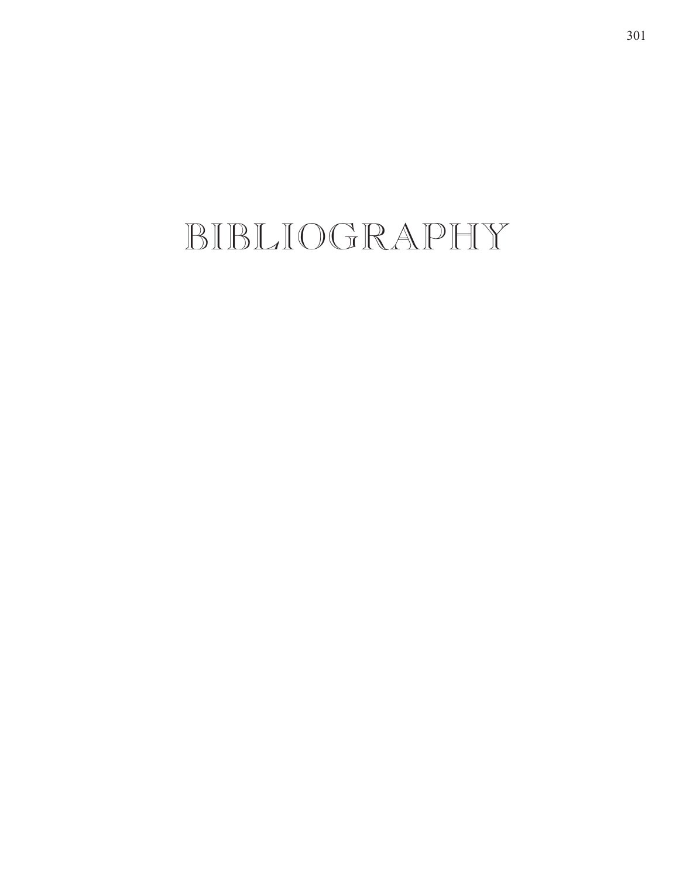# BIBLIOGRAPHY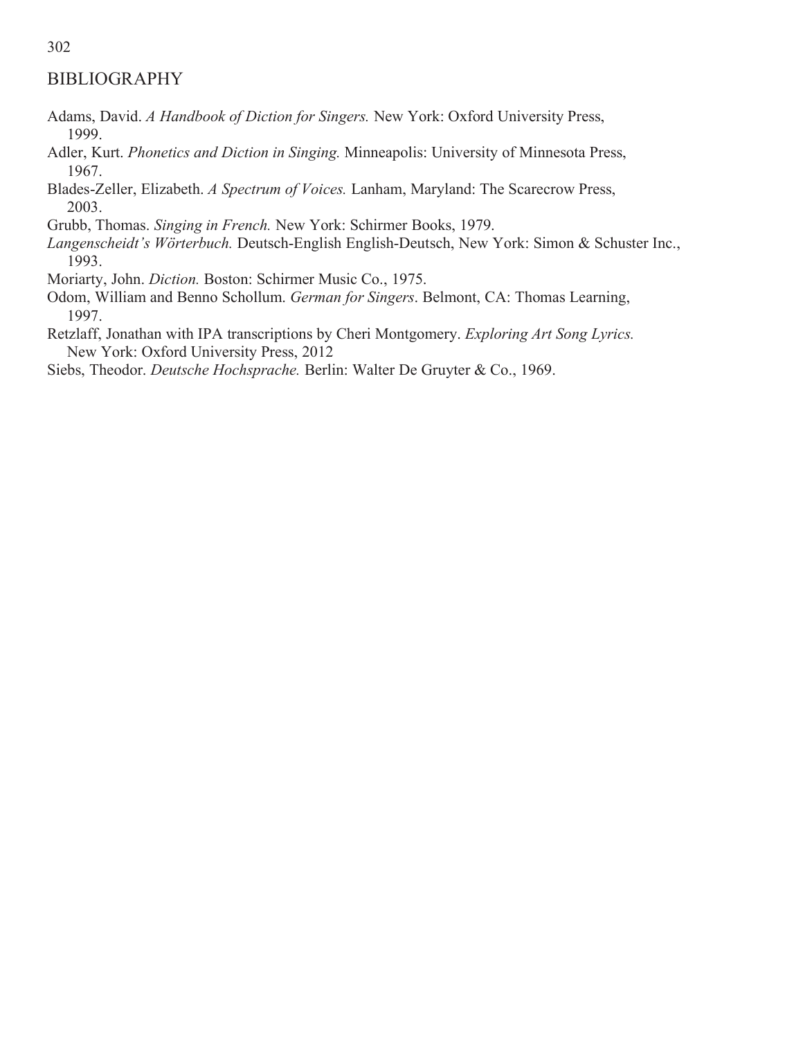# BIBLIOGRAPHY

Adams, David. *A Handbook of Diction for Singers.* New York: Oxford University Press, 1999.

Adler, Kurt. *Phonetics and Diction in Singing.* Minneapolis: University of Minnesota Press, 1967.

Blades-Zeller, Elizabeth. *A Spectrum of Voices.* Lanham, Maryland: The Scarecrow Press, 2003.

Grubb, Thomas. *Singing in French.* New York: Schirmer Books, 1979.

*Langenscheidt's Wörterbuch.* Deutsch-English English-Deutsch, New York: Simon & Schuster Inc., 1993.

Moriarty, John. *Diction.* Boston: Schirmer Music Co., 1975.

Odom, William and Benno Schollum. *German for Singers*. Belmont, CA: Thomas Learning, 1997.

Retzlaff, Jonathan with IPA transcriptions by Cheri Montgomery. *Exploring Art Song Lyrics.* New York: Oxford University Press, 2012

Siebs, Theodor. *Deutsche Hochsprache.* Berlin: Walter De Gruyter & Co., 1969.